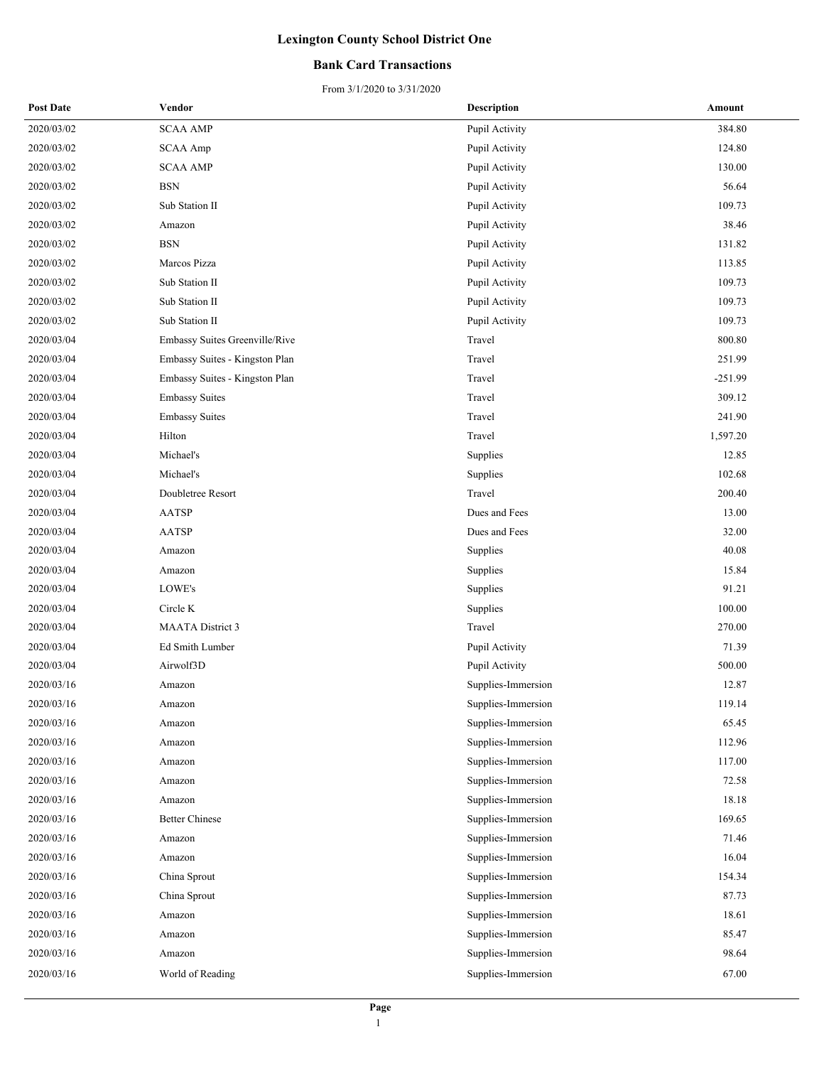# Lexington County School District One

## Bank Card Transactions

From 3/1/2020 to 3/31/2020

| Post Date | Vendor | Description | Amount |
|---|---|---|---|
| 2020/03/02 | SCAA AMP | Pupil Activity | 384.80 |
| 2020/03/02 | SCAA Amp | Pupil Activity | 124.80 |
| 2020/03/02 | SCAA AMP | Pupil Activity | 130.00 |
| 2020/03/02 | BSN | Pupil Activity | 56.64 |
| 2020/03/02 | Sub Station II | Pupil Activity | 109.73 |
| 2020/03/02 | Amazon | Pupil Activity | 38.46 |
| 2020/03/02 | BSN | Pupil Activity | 131.82 |
| 2020/03/02 | Marcos Pizza | Pupil Activity | 113.85 |
| 2020/03/02 | Sub Station II | Pupil Activity | 109.73 |
| 2020/03/02 | Sub Station II | Pupil Activity | 109.73 |
| 2020/03/02 | Sub Station II | Pupil Activity | 109.73 |
| 2020/03/04 | Embassy Suites Greenville/Rive | Travel | 800.80 |
| 2020/03/04 | Embassy Suites - Kingston Plan | Travel | 251.99 |
| 2020/03/04 | Embassy Suites - Kingston Plan | Travel | -251.99 |
| 2020/03/04 | Embassy Suites | Travel | 309.12 |
| 2020/03/04 | Embassy Suites | Travel | 241.90 |
| 2020/03/04 | Hilton | Travel | 1,597.20 |
| 2020/03/04 | Michael's | Supplies | 12.85 |
| 2020/03/04 | Michael's | Supplies | 102.68 |
| 2020/03/04 | Doubletree Resort | Travel | 200.40 |
| 2020/03/04 | AATSP | Dues and Fees | 13.00 |
| 2020/03/04 | AATSP | Dues and Fees | 32.00 |
| 2020/03/04 | Amazon | Supplies | 40.08 |
| 2020/03/04 | Amazon | Supplies | 15.84 |
| 2020/03/04 | LOWE's | Supplies | 91.21 |
| 2020/03/04 | Circle K | Supplies | 100.00 |
| 2020/03/04 | MAATA District 3 | Travel | 270.00 |
| 2020/03/04 | Ed Smith Lumber | Pupil Activity | 71.39 |
| 2020/03/04 | Airwolf3D | Pupil Activity | 500.00 |
| 2020/03/16 | Amazon | Supplies-Immersion | 12.87 |
| 2020/03/16 | Amazon | Supplies-Immersion | 119.14 |
| 2020/03/16 | Amazon | Supplies-Immersion | 65.45 |
| 2020/03/16 | Amazon | Supplies-Immersion | 112.96 |
| 2020/03/16 | Amazon | Supplies-Immersion | 117.00 |
| 2020/03/16 | Amazon | Supplies-Immersion | 72.58 |
| 2020/03/16 | Amazon | Supplies-Immersion | 18.18 |
| 2020/03/16 | Better Chinese | Supplies-Immersion | 169.65 |
| 2020/03/16 | Amazon | Supplies-Immersion | 71.46 |
| 2020/03/16 | Amazon | Supplies-Immersion | 16.04 |
| 2020/03/16 | China Sprout | Supplies-Immersion | 154.34 |
| 2020/03/16 | China Sprout | Supplies-Immersion | 87.73 |
| 2020/03/16 | Amazon | Supplies-Immersion | 18.61 |
| 2020/03/16 | Amazon | Supplies-Immersion | 85.47 |
| 2020/03/16 | Amazon | Supplies-Immersion | 98.64 |
| 2020/03/16 | World of Reading | Supplies-Immersion | 67.00 |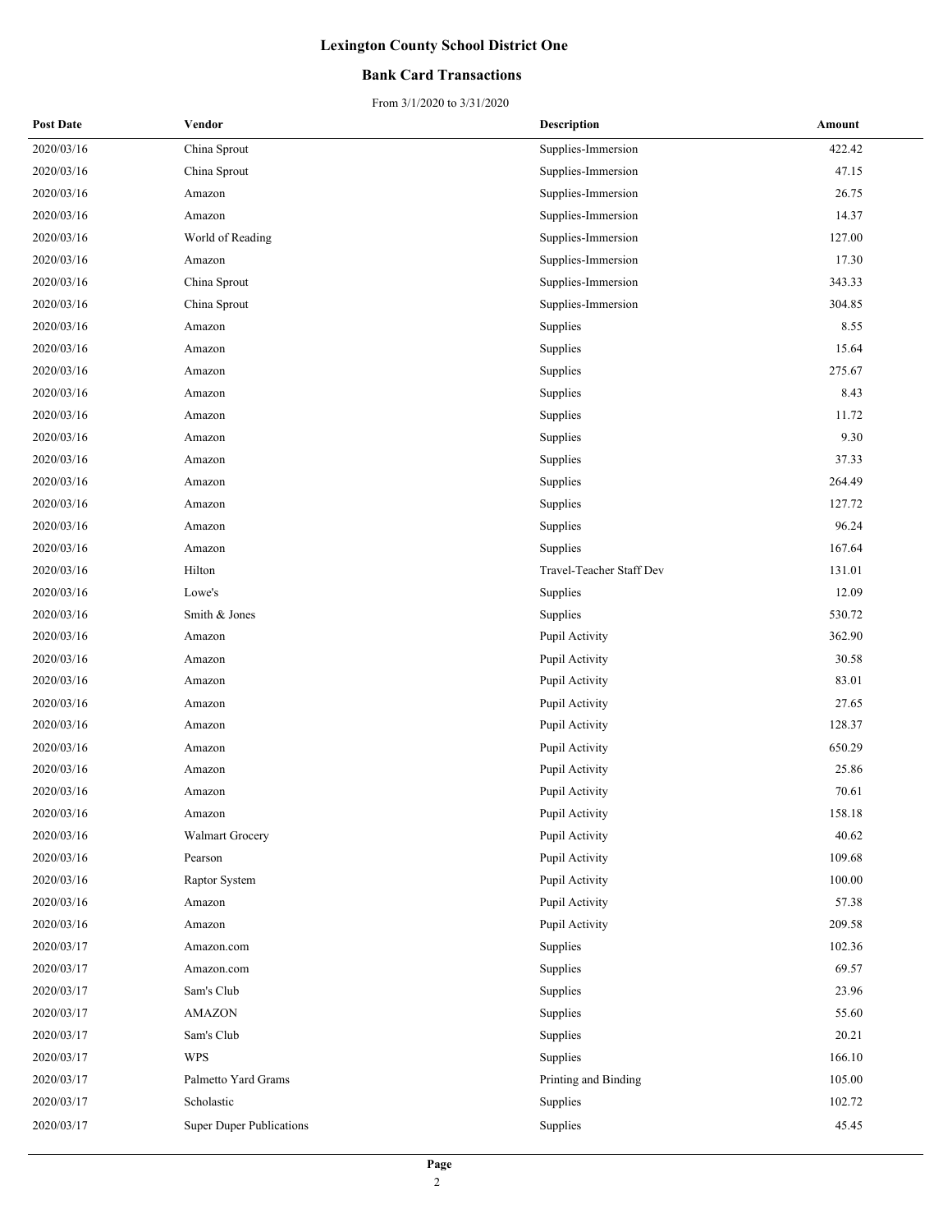# Lexington County School District One

## Bank Card Transactions

From 3/1/2020 to 3/31/2020

| Post Date | Vendor | Description | Amount |
|---|---|---|---|
| 2020/03/16 | China Sprout | Supplies-Immersion | 422.42 |
| 2020/03/16 | China Sprout | Supplies-Immersion | 47.15 |
| 2020/03/16 | Amazon | Supplies-Immersion | 26.75 |
| 2020/03/16 | Amazon | Supplies-Immersion | 14.37 |
| 2020/03/16 | World of Reading | Supplies-Immersion | 127.00 |
| 2020/03/16 | Amazon | Supplies-Immersion | 17.30 |
| 2020/03/16 | China Sprout | Supplies-Immersion | 343.33 |
| 2020/03/16 | China Sprout | Supplies-Immersion | 304.85 |
| 2020/03/16 | Amazon | Supplies | 8.55 |
| 2020/03/16 | Amazon | Supplies | 15.64 |
| 2020/03/16 | Amazon | Supplies | 275.67 |
| 2020/03/16 | Amazon | Supplies | 8.43 |
| 2020/03/16 | Amazon | Supplies | 11.72 |
| 2020/03/16 | Amazon | Supplies | 9.30 |
| 2020/03/16 | Amazon | Supplies | 37.33 |
| 2020/03/16 | Amazon | Supplies | 264.49 |
| 2020/03/16 | Amazon | Supplies | 127.72 |
| 2020/03/16 | Amazon | Supplies | 96.24 |
| 2020/03/16 | Amazon | Supplies | 167.64 |
| 2020/03/16 | Hilton | Travel-Teacher Staff Dev | 131.01 |
| 2020/03/16 | Lowe's | Supplies | 12.09 |
| 2020/03/16 | Smith & Jones | Supplies | 530.72 |
| 2020/03/16 | Amazon | Pupil Activity | 362.90 |
| 2020/03/16 | Amazon | Pupil Activity | 30.58 |
| 2020/03/16 | Amazon | Pupil Activity | 83.01 |
| 2020/03/16 | Amazon | Pupil Activity | 27.65 |
| 2020/03/16 | Amazon | Pupil Activity | 128.37 |
| 2020/03/16 | Amazon | Pupil Activity | 650.29 |
| 2020/03/16 | Amazon | Pupil Activity | 25.86 |
| 2020/03/16 | Amazon | Pupil Activity | 70.61 |
| 2020/03/16 | Amazon | Pupil Activity | 158.18 |
| 2020/03/16 | Walmart Grocery | Pupil Activity | 40.62 |
| 2020/03/16 | Pearson | Pupil Activity | 109.68 |
| 2020/03/16 | Raptor System | Pupil Activity | 100.00 |
| 2020/03/16 | Amazon | Pupil Activity | 57.38 |
| 2020/03/16 | Amazon | Pupil Activity | 209.58 |
| 2020/03/17 | Amazon.com | Supplies | 102.36 |
| 2020/03/17 | Amazon.com | Supplies | 69.57 |
| 2020/03/17 | Sam's Club | Supplies | 23.96 |
| 2020/03/17 | AMAZON | Supplies | 55.60 |
| 2020/03/17 | Sam's Club | Supplies | 20.21 |
| 2020/03/17 | WPS | Supplies | 166.10 |
| 2020/03/17 | Palmetto Yard Grams | Printing and Binding | 105.00 |
| 2020/03/17 | Scholastic | Supplies | 102.72 |
| 2020/03/17 | Super Duper Publications | Supplies | 45.45 |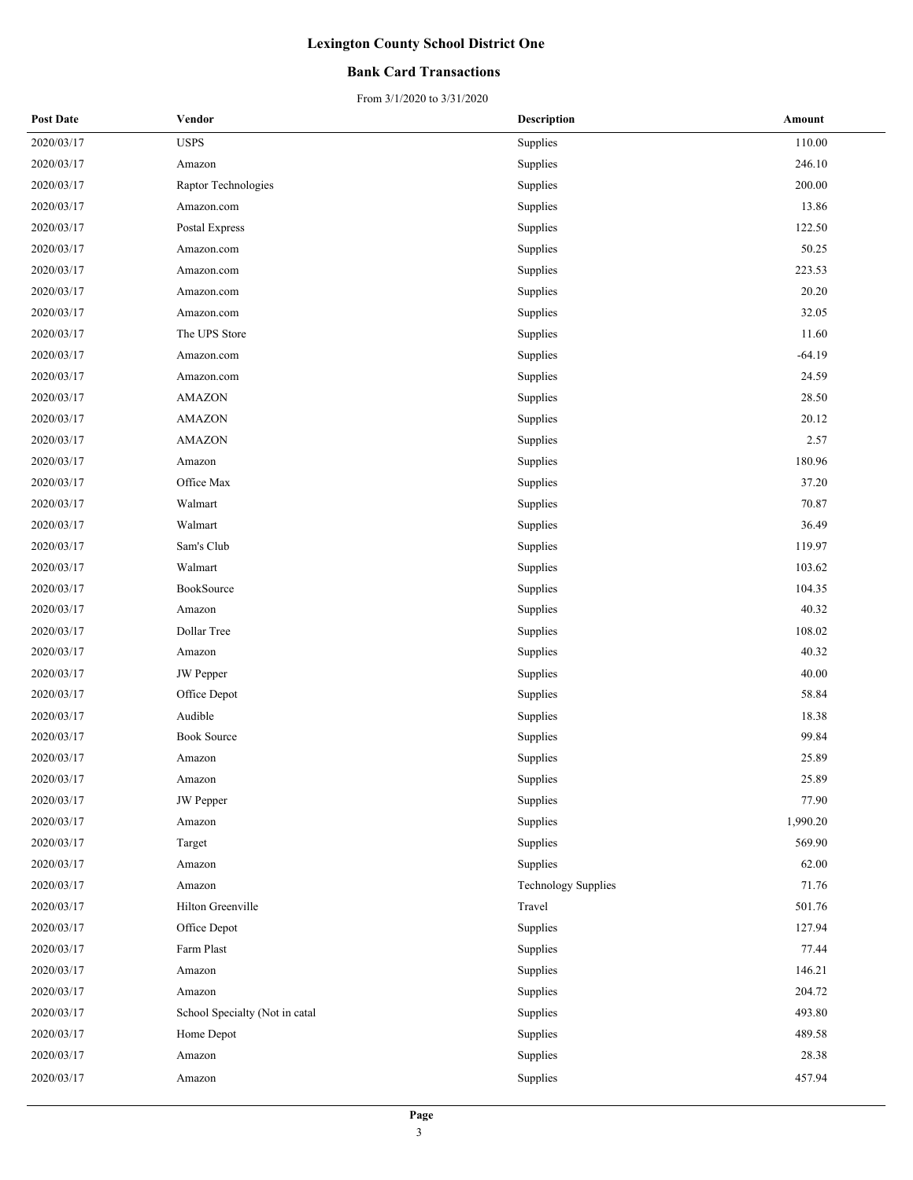# Lexington County School District One

## Bank Card Transactions

From 3/1/2020 to 3/31/2020

| Post Date | Vendor | Description | Amount |
|---|---|---|---|
| 2020/03/17 | USPS | Supplies | 110.00 |
| 2020/03/17 | Amazon | Supplies | 246.10 |
| 2020/03/17 | Raptor Technologies | Supplies | 200.00 |
| 2020/03/17 | Amazon.com | Supplies | 13.86 |
| 2020/03/17 | Postal Express | Supplies | 122.50 |
| 2020/03/17 | Amazon.com | Supplies | 50.25 |
| 2020/03/17 | Amazon.com | Supplies | 223.53 |
| 2020/03/17 | Amazon.com | Supplies | 20.20 |
| 2020/03/17 | Amazon.com | Supplies | 32.05 |
| 2020/03/17 | The UPS Store | Supplies | 11.60 |
| 2020/03/17 | Amazon.com | Supplies | -64.19 |
| 2020/03/17 | Amazon.com | Supplies | 24.59 |
| 2020/03/17 | AMAZON | Supplies | 28.50 |
| 2020/03/17 | AMAZON | Supplies | 20.12 |
| 2020/03/17 | AMAZON | Supplies | 2.57 |
| 2020/03/17 | Amazon | Supplies | 180.96 |
| 2020/03/17 | Office Max | Supplies | 37.20 |
| 2020/03/17 | Walmart | Supplies | 70.87 |
| 2020/03/17 | Walmart | Supplies | 36.49 |
| 2020/03/17 | Sam's Club | Supplies | 119.97 |
| 2020/03/17 | Walmart | Supplies | 103.62 |
| 2020/03/17 | BookSource | Supplies | 104.35 |
| 2020/03/17 | Amazon | Supplies | 40.32 |
| 2020/03/17 | Dollar Tree | Supplies | 108.02 |
| 2020/03/17 | Amazon | Supplies | 40.32 |
| 2020/03/17 | JW Pepper | Supplies | 40.00 |
| 2020/03/17 | Office Depot | Supplies | 58.84 |
| 2020/03/17 | Audible | Supplies | 18.38 |
| 2020/03/17 | Book Source | Supplies | 99.84 |
| 2020/03/17 | Amazon | Supplies | 25.89 |
| 2020/03/17 | Amazon | Supplies | 25.89 |
| 2020/03/17 | JW Pepper | Supplies | 77.90 |
| 2020/03/17 | Amazon | Supplies | 1,990.20 |
| 2020/03/17 | Target | Supplies | 569.90 |
| 2020/03/17 | Amazon | Supplies | 62.00 |
| 2020/03/17 | Amazon | Technology Supplies | 71.76 |
| 2020/03/17 | Hilton Greenville | Travel | 501.76 |
| 2020/03/17 | Office Depot | Supplies | 127.94 |
| 2020/03/17 | Farm Plast | Supplies | 77.44 |
| 2020/03/17 | Amazon | Supplies | 146.21 |
| 2020/03/17 | Amazon | Supplies | 204.72 |
| 2020/03/17 | School Specialty (Not in catal | Supplies | 493.80 |
| 2020/03/17 | Home Depot | Supplies | 489.58 |
| 2020/03/17 | Amazon | Supplies | 28.38 |
| 2020/03/17 | Amazon | Supplies | 457.94 |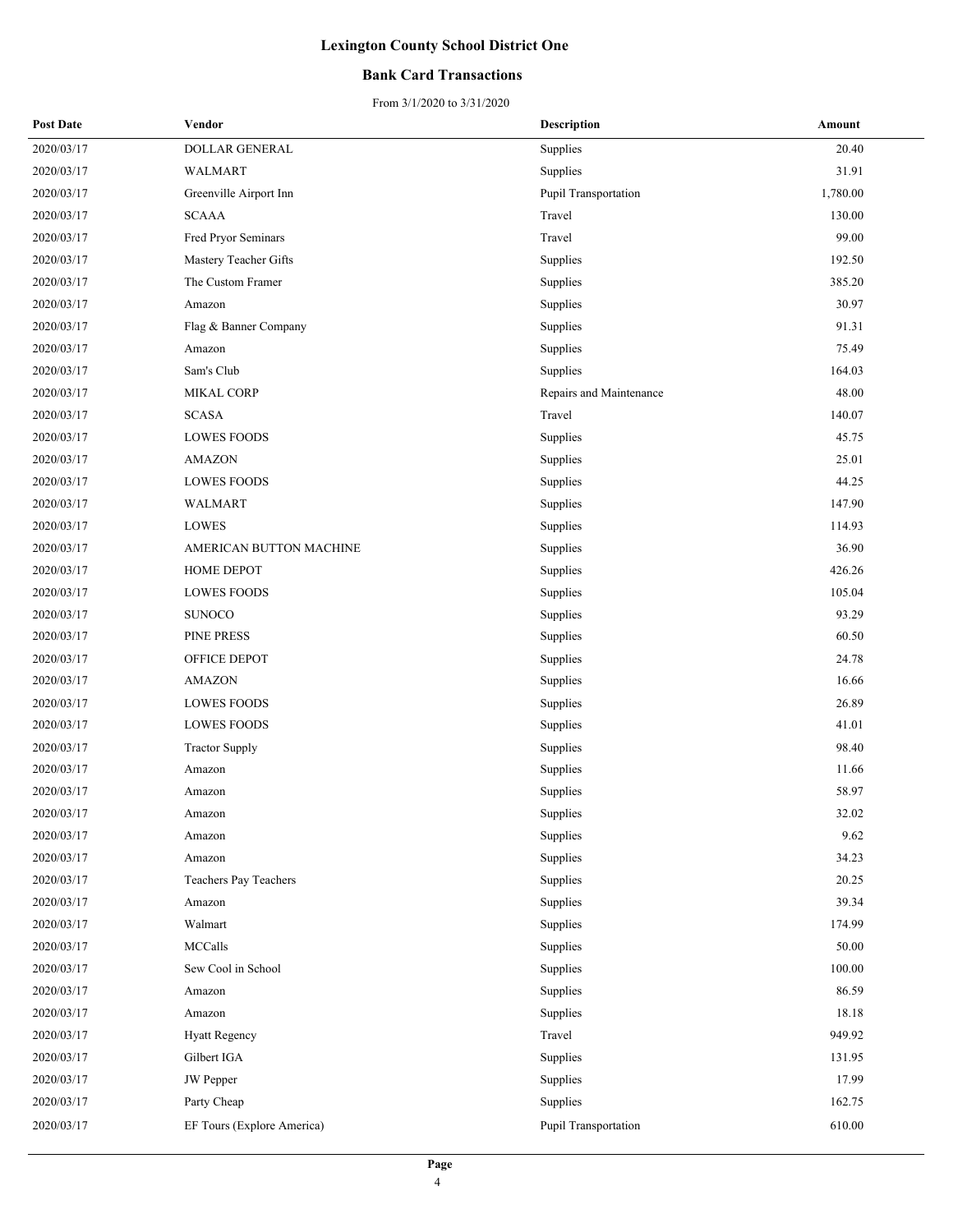# Lexington County School District One

## Bank Card Transactions

From 3/1/2020 to 3/31/2020

| Post Date | Vendor | Description | Amount |
|---|---|---|---|
| 2020/03/17 | DOLLAR GENERAL | Supplies | 20.40 |
| 2020/03/17 | WALMART | Supplies | 31.91 |
| 2020/03/17 | Greenville Airport Inn | Pupil Transportation | 1,780.00 |
| 2020/03/17 | SCAAA | Travel | 130.00 |
| 2020/03/17 | Fred Pryor Seminars | Travel | 99.00 |
| 2020/03/17 | Mastery Teacher Gifts | Supplies | 192.50 |
| 2020/03/17 | The Custom Framer | Supplies | 385.20 |
| 2020/03/17 | Amazon | Supplies | 30.97 |
| 2020/03/17 | Flag & Banner Company | Supplies | 91.31 |
| 2020/03/17 | Amazon | Supplies | 75.49 |
| 2020/03/17 | Sam's Club | Supplies | 164.03 |
| 2020/03/17 | MIKAL CORP | Repairs and Maintenance | 48.00 |
| 2020/03/17 | SCASA | Travel | 140.07 |
| 2020/03/17 | LOWES FOODS | Supplies | 45.75 |
| 2020/03/17 | AMAZON | Supplies | 25.01 |
| 2020/03/17 | LOWES FOODS | Supplies | 44.25 |
| 2020/03/17 | WALMART | Supplies | 147.90 |
| 2020/03/17 | LOWES | Supplies | 114.93 |
| 2020/03/17 | AMERICAN BUTTON MACHINE | Supplies | 36.90 |
| 2020/03/17 | HOME DEPOT | Supplies | 426.26 |
| 2020/03/17 | LOWES FOODS | Supplies | 105.04 |
| 2020/03/17 | SUNOCO | Supplies | 93.29 |
| 2020/03/17 | PINE PRESS | Supplies | 60.50 |
| 2020/03/17 | OFFICE DEPOT | Supplies | 24.78 |
| 2020/03/17 | AMAZON | Supplies | 16.66 |
| 2020/03/17 | LOWES FOODS | Supplies | 26.89 |
| 2020/03/17 | LOWES FOODS | Supplies | 41.01 |
| 2020/03/17 | Tractor Supply | Supplies | 98.40 |
| 2020/03/17 | Amazon | Supplies | 11.66 |
| 2020/03/17 | Amazon | Supplies | 58.97 |
| 2020/03/17 | Amazon | Supplies | 32.02 |
| 2020/03/17 | Amazon | Supplies | 9.62 |
| 2020/03/17 | Amazon | Supplies | 34.23 |
| 2020/03/17 | Teachers Pay Teachers | Supplies | 20.25 |
| 2020/03/17 | Amazon | Supplies | 39.34 |
| 2020/03/17 | Walmart | Supplies | 174.99 |
| 2020/03/17 | MCCalls | Supplies | 50.00 |
| 2020/03/17 | Sew Cool in School | Supplies | 100.00 |
| 2020/03/17 | Amazon | Supplies | 86.59 |
| 2020/03/17 | Amazon | Supplies | 18.18 |
| 2020/03/17 | Hyatt Regency | Travel | 949.92 |
| 2020/03/17 | Gilbert IGA | Supplies | 131.95 |
| 2020/03/17 | JW Pepper | Supplies | 17.99 |
| 2020/03/17 | Party Cheap | Supplies | 162.75 |
| 2020/03/17 | EF Tours (Explore America) | Pupil Transportation | 610.00 |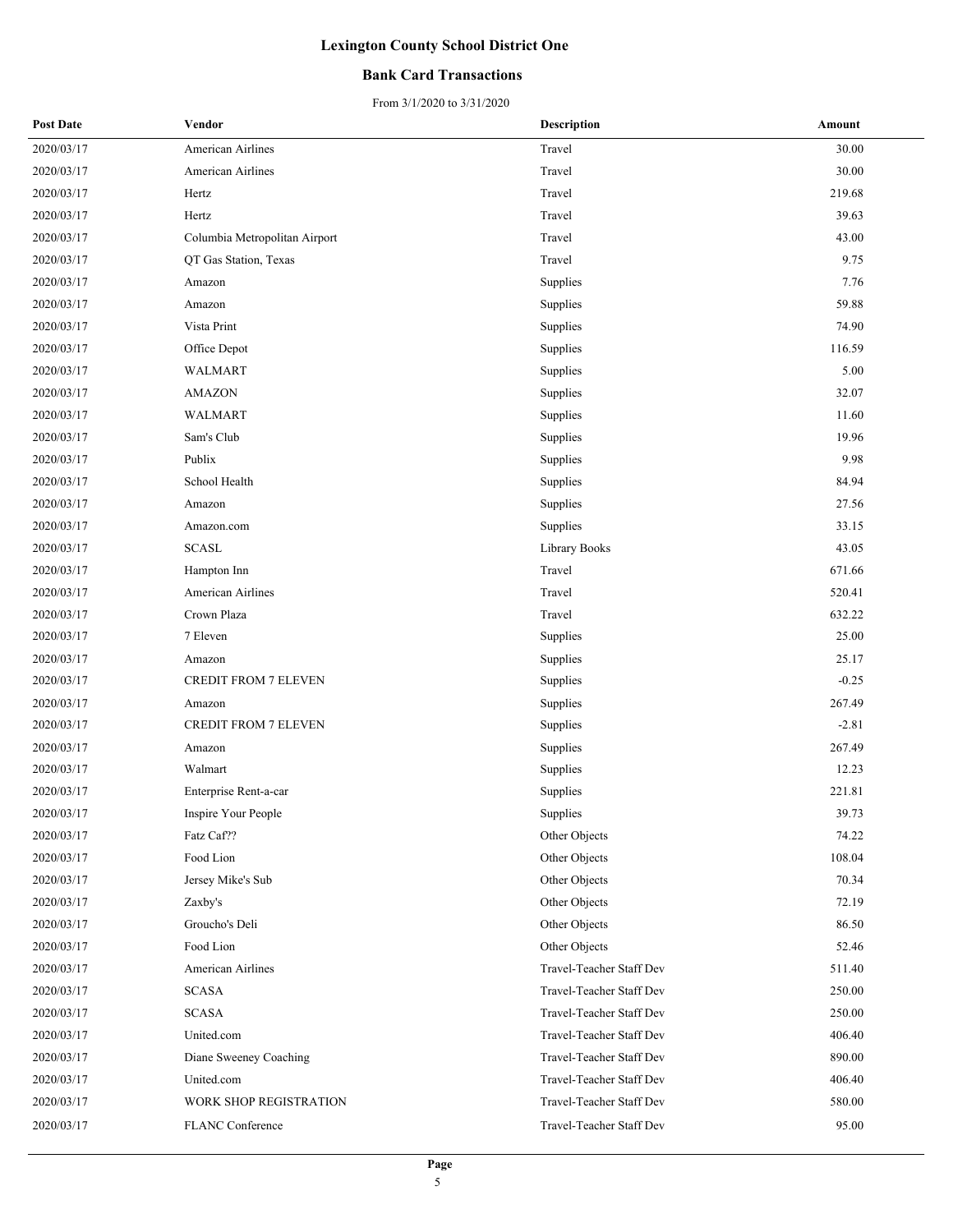# Lexington County School District One

## Bank Card Transactions

From 3/1/2020 to 3/31/2020

| Post Date | Vendor | Description | Amount |
|---|---|---|---|
| 2020/03/17 | American Airlines | Travel | 30.00 |
| 2020/03/17 | American Airlines | Travel | 30.00 |
| 2020/03/17 | Hertz | Travel | 219.68 |
| 2020/03/17 | Hertz | Travel | 39.63 |
| 2020/03/17 | Columbia Metropolitan Airport | Travel | 43.00 |
| 2020/03/17 | QT Gas Station, Texas | Travel | 9.75 |
| 2020/03/17 | Amazon | Supplies | 7.76 |
| 2020/03/17 | Amazon | Supplies | 59.88 |
| 2020/03/17 | Vista Print | Supplies | 74.90 |
| 2020/03/17 | Office Depot | Supplies | 116.59 |
| 2020/03/17 | WALMART | Supplies | 5.00 |
| 2020/03/17 | AMAZON | Supplies | 32.07 |
| 2020/03/17 | WALMART | Supplies | 11.60 |
| 2020/03/17 | Sam's Club | Supplies | 19.96 |
| 2020/03/17 | Publix | Supplies | 9.98 |
| 2020/03/17 | School Health | Supplies | 84.94 |
| 2020/03/17 | Amazon | Supplies | 27.56 |
| 2020/03/17 | Amazon.com | Supplies | 33.15 |
| 2020/03/17 | SCASL | Library Books | 43.05 |
| 2020/03/17 | Hampton Inn | Travel | 671.66 |
| 2020/03/17 | American Airlines | Travel | 520.41 |
| 2020/03/17 | Crown Plaza | Travel | 632.22 |
| 2020/03/17 | 7 Eleven | Supplies | 25.00 |
| 2020/03/17 | Amazon | Supplies | 25.17 |
| 2020/03/17 | CREDIT FROM 7 ELEVEN | Supplies | -0.25 |
| 2020/03/17 | Amazon | Supplies | 267.49 |
| 2020/03/17 | CREDIT FROM 7 ELEVEN | Supplies | -2.81 |
| 2020/03/17 | Amazon | Supplies | 267.49 |
| 2020/03/17 | Walmart | Supplies | 12.23 |
| 2020/03/17 | Enterprise Rent-a-car | Supplies | 221.81 |
| 2020/03/17 | Inspire Your People | Supplies | 39.73 |
| 2020/03/17 | Fatz Caf?? | Other Objects | 74.22 |
| 2020/03/17 | Food Lion | Other Objects | 108.04 |
| 2020/03/17 | Jersey Mike's Sub | Other Objects | 70.34 |
| 2020/03/17 | Zaxby's | Other Objects | 72.19 |
| 2020/03/17 | Groucho's Deli | Other Objects | 86.50 |
| 2020/03/17 | Food Lion | Other Objects | 52.46 |
| 2020/03/17 | American Airlines | Travel-Teacher Staff Dev | 511.40 |
| 2020/03/17 | SCASA | Travel-Teacher Staff Dev | 250.00 |
| 2020/03/17 | SCASA | Travel-Teacher Staff Dev | 250.00 |
| 2020/03/17 | United.com | Travel-Teacher Staff Dev | 406.40 |
| 2020/03/17 | Diane Sweeney Coaching | Travel-Teacher Staff Dev | 890.00 |
| 2020/03/17 | United.com | Travel-Teacher Staff Dev | 406.40 |
| 2020/03/17 | WORK SHOP REGISTRATION | Travel-Teacher Staff Dev | 580.00 |
| 2020/03/17 | FLANC Conference | Travel-Teacher Staff Dev | 95.00 |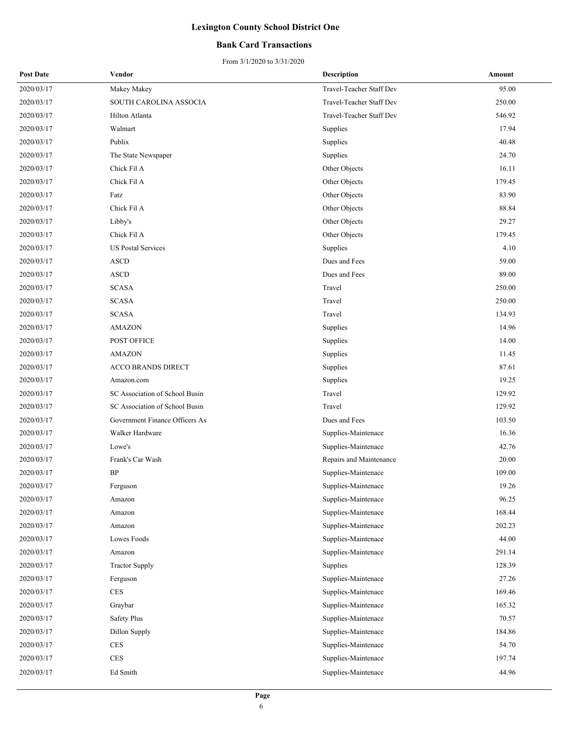# Lexington County School District One

## Bank Card Transactions

From 3/1/2020 to 3/31/2020

| Post Date | Vendor | Description | Amount |
|---|---|---|---|
| 2020/03/17 | Makey Makey | Travel-Teacher Staff Dev | 95.00 |
| 2020/03/17 | SOUTH CAROLINA ASSOCIA | Travel-Teacher Staff Dev | 250.00 |
| 2020/03/17 | Hilton Atlanta | Travel-Teacher Staff Dev | 546.92 |
| 2020/03/17 | Walmart | Supplies | 17.94 |
| 2020/03/17 | Publix | Supplies | 40.48 |
| 2020/03/17 | The State Newspaper | Supplies | 24.70 |
| 2020/03/17 | Chick Fil A | Other Objects | 16.11 |
| 2020/03/17 | Chick Fil A | Other Objects | 179.45 |
| 2020/03/17 | Fatz | Other Objects | 83.90 |
| 2020/03/17 | Chick Fil A | Other Objects | 88.84 |
| 2020/03/17 | Libby's | Other Objects | 29.27 |
| 2020/03/17 | Chick Fil A | Other Objects | 179.45 |
| 2020/03/17 | US Postal Services | Supplies | 4.10 |
| 2020/03/17 | ASCD | Dues and Fees | 59.00 |
| 2020/03/17 | ASCD | Dues and Fees | 89.00 |
| 2020/03/17 | SCASA | Travel | 250.00 |
| 2020/03/17 | SCASA | Travel | 250.00 |
| 2020/03/17 | SCASA | Travel | 134.93 |
| 2020/03/17 | AMAZON | Supplies | 14.96 |
| 2020/03/17 | POST OFFICE | Supplies | 14.00 |
| 2020/03/17 | AMAZON | Supplies | 11.45 |
| 2020/03/17 | ACCO BRANDS DIRECT | Supplies | 87.61 |
| 2020/03/17 | Amazon.com | Supplies | 19.25 |
| 2020/03/17 | SC Association of School Busin | Travel | 129.92 |
| 2020/03/17 | SC Association of School Busin | Travel | 129.92 |
| 2020/03/17 | Government Finance Officers As | Dues and Fees | 103.50 |
| 2020/03/17 | Walker Hardware | Supplies-Maintenace | 16.36 |
| 2020/03/17 | Lowe's | Supplies-Maintenace | 42.76 |
| 2020/03/17 | Frank's Car Wash | Repairs and Maintenance | 20.00 |
| 2020/03/17 | BP | Supplies-Maintenace | 109.00 |
| 2020/03/17 | Ferguson | Supplies-Maintenace | 19.26 |
| 2020/03/17 | Amazon | Supplies-Maintenace | 96.25 |
| 2020/03/17 | Amazon | Supplies-Maintenace | 168.44 |
| 2020/03/17 | Amazon | Supplies-Maintenace | 202.23 |
| 2020/03/17 | Lowes Foods | Supplies-Maintenace | 44.00 |
| 2020/03/17 | Amazon | Supplies-Maintenace | 291.14 |
| 2020/03/17 | Tractor Supply | Supplies | 128.39 |
| 2020/03/17 | Ferguson | Supplies-Maintenace | 27.26 |
| 2020/03/17 | CES | Supplies-Maintenace | 169.46 |
| 2020/03/17 | Graybar | Supplies-Maintenace | 165.32 |
| 2020/03/17 | Safety Plus | Supplies-Maintenace | 70.57 |
| 2020/03/17 | Dillon Supply | Supplies-Maintenace | 184.86 |
| 2020/03/17 | CES | Supplies-Maintenace | 54.70 |
| 2020/03/17 | CES | Supplies-Maintenace | 197.74 |
| 2020/03/17 | Ed Smith | Supplies-Maintenace | 44.96 |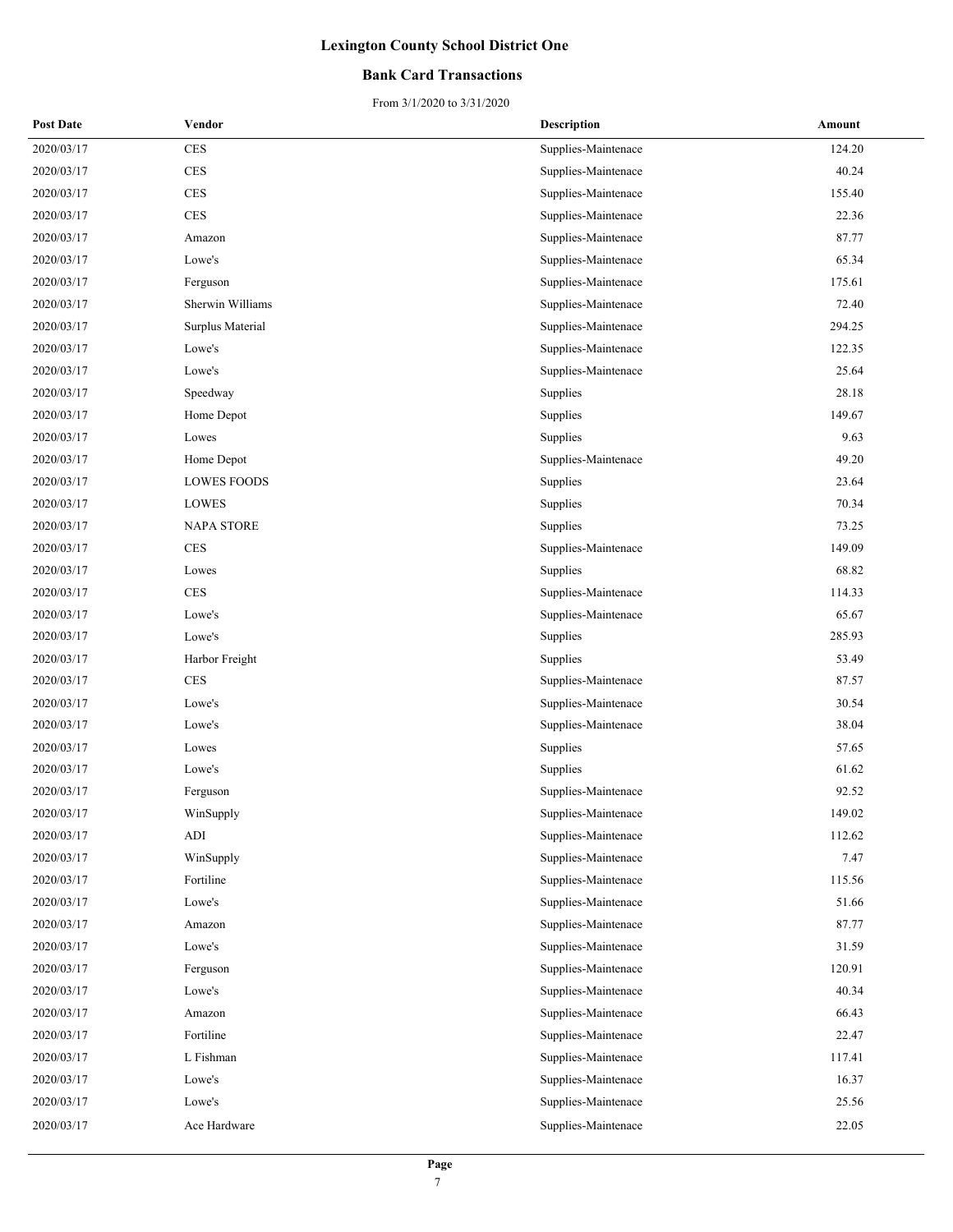# Lexington County School District One

## Bank Card Transactions

From 3/1/2020 to 3/31/2020

| Post Date | Vendor | Description | Amount |
|---|---|---|---|
| 2020/03/17 | CES | Supplies-Maintenace | 124.20 |
| 2020/03/17 | CES | Supplies-Maintenace | 40.24 |
| 2020/03/17 | CES | Supplies-Maintenace | 155.40 |
| 2020/03/17 | CES | Supplies-Maintenace | 22.36 |
| 2020/03/17 | Amazon | Supplies-Maintenace | 87.77 |
| 2020/03/17 | Lowe's | Supplies-Maintenace | 65.34 |
| 2020/03/17 | Ferguson | Supplies-Maintenace | 175.61 |
| 2020/03/17 | Sherwin Williams | Supplies-Maintenace | 72.40 |
| 2020/03/17 | Surplus Material | Supplies-Maintenace | 294.25 |
| 2020/03/17 | Lowe's | Supplies-Maintenace | 122.35 |
| 2020/03/17 | Lowe's | Supplies-Maintenace | 25.64 |
| 2020/03/17 | Speedway | Supplies | 28.18 |
| 2020/03/17 | Home Depot | Supplies | 149.67 |
| 2020/03/17 | Lowes | Supplies | 9.63 |
| 2020/03/17 | Home Depot | Supplies-Maintenace | 49.20 |
| 2020/03/17 | LOWES FOODS | Supplies | 23.64 |
| 2020/03/17 | LOWES | Supplies | 70.34 |
| 2020/03/17 | NAPA STORE | Supplies | 73.25 |
| 2020/03/17 | CES | Supplies-Maintenace | 149.09 |
| 2020/03/17 | Lowes | Supplies | 68.82 |
| 2020/03/17 | CES | Supplies-Maintenace | 114.33 |
| 2020/03/17 | Lowe's | Supplies-Maintenace | 65.67 |
| 2020/03/17 | Lowe's | Supplies | 285.93 |
| 2020/03/17 | Harbor Freight | Supplies | 53.49 |
| 2020/03/17 | CES | Supplies-Maintenace | 87.57 |
| 2020/03/17 | Lowe's | Supplies-Maintenace | 30.54 |
| 2020/03/17 | Lowe's | Supplies-Maintenace | 38.04 |
| 2020/03/17 | Lowes | Supplies | 57.65 |
| 2020/03/17 | Lowe's | Supplies | 61.62 |
| 2020/03/17 | Ferguson | Supplies-Maintenace | 92.52 |
| 2020/03/17 | WinSupply | Supplies-Maintenace | 149.02 |
| 2020/03/17 | ADI | Supplies-Maintenace | 112.62 |
| 2020/03/17 | WinSupply | Supplies-Maintenace | 7.47 |
| 2020/03/17 | Fortiline | Supplies-Maintenace | 115.56 |
| 2020/03/17 | Lowe's | Supplies-Maintenace | 51.66 |
| 2020/03/17 | Amazon | Supplies-Maintenace | 87.77 |
| 2020/03/17 | Lowe's | Supplies-Maintenace | 31.59 |
| 2020/03/17 | Ferguson | Supplies-Maintenace | 120.91 |
| 2020/03/17 | Lowe's | Supplies-Maintenace | 40.34 |
| 2020/03/17 | Amazon | Supplies-Maintenace | 66.43 |
| 2020/03/17 | Fortiline | Supplies-Maintenace | 22.47 |
| 2020/03/17 | L Fishman | Supplies-Maintenace | 117.41 |
| 2020/03/17 | Lowe's | Supplies-Maintenace | 16.37 |
| 2020/03/17 | Lowe's | Supplies-Maintenace | 25.56 |
| 2020/03/17 | Ace Hardware | Supplies-Maintenace | 22.05 |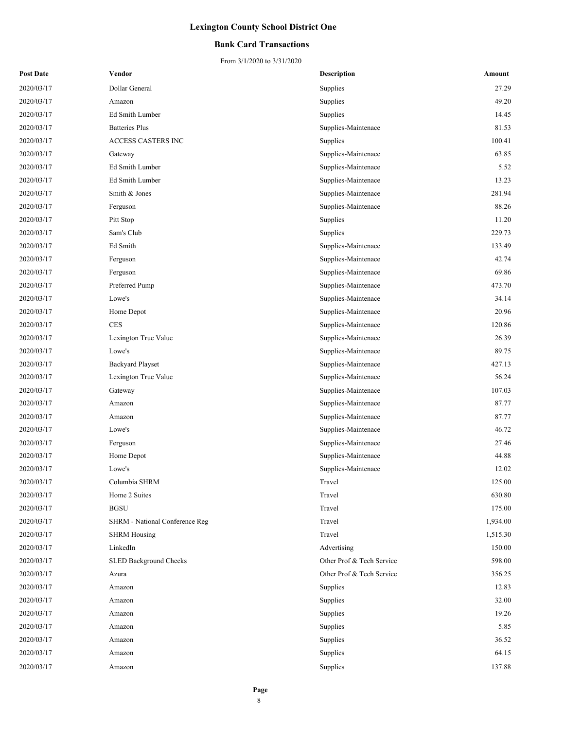# Lexington County School District One

## Bank Card Transactions

From 3/1/2020 to 3/31/2020

| Post Date | Vendor | Description | Amount |
|---|---|---|---|
| 2020/03/17 | Dollar General | Supplies | 27.29 |
| 2020/03/17 | Amazon | Supplies | 49.20 |
| 2020/03/17 | Ed Smith Lumber | Supplies | 14.45 |
| 2020/03/17 | Batteries Plus | Supplies-Maintenace | 81.53 |
| 2020/03/17 | ACCESS CASTERS INC | Supplies | 100.41 |
| 2020/03/17 | Gateway | Supplies-Maintenace | 63.85 |
| 2020/03/17 | Ed Smith Lumber | Supplies-Maintenace | 5.52 |
| 2020/03/17 | Ed Smith Lumber | Supplies-Maintenace | 13.23 |
| 2020/03/17 | Smith & Jones | Supplies-Maintenace | 281.94 |
| 2020/03/17 | Ferguson | Supplies-Maintenace | 88.26 |
| 2020/03/17 | Pitt Stop | Supplies | 11.20 |
| 2020/03/17 | Sam's Club | Supplies | 229.73 |
| 2020/03/17 | Ed Smith | Supplies-Maintenace | 133.49 |
| 2020/03/17 | Ferguson | Supplies-Maintenace | 42.74 |
| 2020/03/17 | Ferguson | Supplies-Maintenace | 69.86 |
| 2020/03/17 | Preferred Pump | Supplies-Maintenace | 473.70 |
| 2020/03/17 | Lowe's | Supplies-Maintenace | 34.14 |
| 2020/03/17 | Home Depot | Supplies-Maintenace | 20.96 |
| 2020/03/17 | CES | Supplies-Maintenace | 120.86 |
| 2020/03/17 | Lexington True Value | Supplies-Maintenace | 26.39 |
| 2020/03/17 | Lowe's | Supplies-Maintenace | 89.75 |
| 2020/03/17 | Backyard Playset | Supplies-Maintenace | 427.13 |
| 2020/03/17 | Lexington True Value | Supplies-Maintenace | 56.24 |
| 2020/03/17 | Gateway | Supplies-Maintenace | 107.03 |
| 2020/03/17 | Amazon | Supplies-Maintenace | 87.77 |
| 2020/03/17 | Amazon | Supplies-Maintenace | 87.77 |
| 2020/03/17 | Lowe's | Supplies-Maintenace | 46.72 |
| 2020/03/17 | Ferguson | Supplies-Maintenace | 27.46 |
| 2020/03/17 | Home Depot | Supplies-Maintenace | 44.88 |
| 2020/03/17 | Lowe's | Supplies-Maintenace | 12.02 |
| 2020/03/17 | Columbia SHRM | Travel | 125.00 |
| 2020/03/17 | Home 2 Suites | Travel | 630.80 |
| 2020/03/17 | BGSU | Travel | 175.00 |
| 2020/03/17 | SHRM - National Conference Reg | Travel | 1,934.00 |
| 2020/03/17 | SHRM Housing | Travel | 1,515.30 |
| 2020/03/17 | LinkedIn | Advertising | 150.00 |
| 2020/03/17 | SLED Background Checks | Other Prof & Tech Service | 598.00 |
| 2020/03/17 | Azura | Other Prof & Tech Service | 356.25 |
| 2020/03/17 | Amazon | Supplies | 12.83 |
| 2020/03/17 | Amazon | Supplies | 32.00 |
| 2020/03/17 | Amazon | Supplies | 19.26 |
| 2020/03/17 | Amazon | Supplies | 5.85 |
| 2020/03/17 | Amazon | Supplies | 36.52 |
| 2020/03/17 | Amazon | Supplies | 64.15 |
| 2020/03/17 | Amazon | Supplies | 137.88 |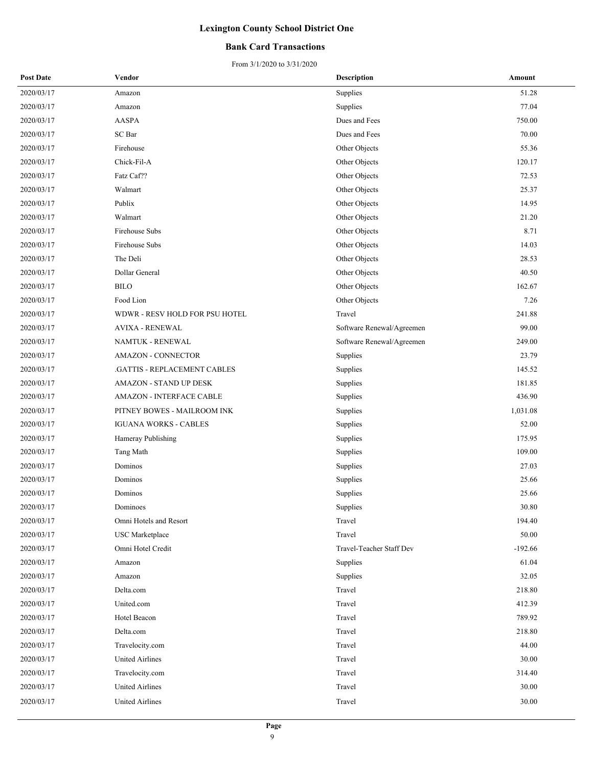# Lexington County School District One

## Bank Card Transactions

From 3/1/2020 to 3/31/2020

| Post Date | Vendor | Description | Amount |
|---|---|---|---|
| 2020/03/17 | Amazon | Supplies | 51.28 |
| 2020/03/17 | Amazon | Supplies | 77.04 |
| 2020/03/17 | AASPA | Dues and Fees | 750.00 |
| 2020/03/17 | SC Bar | Dues and Fees | 70.00 |
| 2020/03/17 | Firehouse | Other Objects | 55.36 |
| 2020/03/17 | Chick-Fil-A | Other Objects | 120.17 |
| 2020/03/17 | Fatz Caf?? | Other Objects | 72.53 |
| 2020/03/17 | Walmart | Other Objects | 25.37 |
| 2020/03/17 | Publix | Other Objects | 14.95 |
| 2020/03/17 | Walmart | Other Objects | 21.20 |
| 2020/03/17 | Firehouse Subs | Other Objects | 8.71 |
| 2020/03/17 | Firehouse Subs | Other Objects | 14.03 |
| 2020/03/17 | The Deli | Other Objects | 28.53 |
| 2020/03/17 | Dollar General | Other Objects | 40.50 |
| 2020/03/17 | BILO | Other Objects | 162.67 |
| 2020/03/17 | Food Lion | Other Objects | 7.26 |
| 2020/03/17 | WDWR - RESV HOLD FOR PSU HOTEL | Travel | 241.88 |
| 2020/03/17 | AVIXA - RENEWAL | Software Renewal/Agreemen | 99.00 |
| 2020/03/17 | NAMTUK - RENEWAL | Software Renewal/Agreemen | 249.00 |
| 2020/03/17 | AMAZON - CONNECTOR | Supplies | 23.79 |
| 2020/03/17 | .GATTIS - REPLACEMENT CABLES | Supplies | 145.52 |
| 2020/03/17 | AMAZON - STAND UP DESK | Supplies | 181.85 |
| 2020/03/17 | AMAZON - INTERFACE CABLE | Supplies | 436.90 |
| 2020/03/17 | PITNEY BOWES - MAILROOM INK | Supplies | 1,031.08 |
| 2020/03/17 | IGUANA WORKS - CABLES | Supplies | 52.00 |
| 2020/03/17 | Hameray Publishing | Supplies | 175.95 |
| 2020/03/17 | Tang Math | Supplies | 109.00 |
| 2020/03/17 | Dominos | Supplies | 27.03 |
| 2020/03/17 | Dominos | Supplies | 25.66 |
| 2020/03/17 | Dominos | Supplies | 25.66 |
| 2020/03/17 | Dominoes | Supplies | 30.80 |
| 2020/03/17 | Omni Hotels and Resort | Travel | 194.40 |
| 2020/03/17 | USC Marketplace | Travel | 50.00 |
| 2020/03/17 | Omni Hotel Credit | Travel-Teacher Staff Dev | -192.66 |
| 2020/03/17 | Amazon | Supplies | 61.04 |
| 2020/03/17 | Amazon | Supplies | 32.05 |
| 2020/03/17 | Delta.com | Travel | 218.80 |
| 2020/03/17 | United.com | Travel | 412.39 |
| 2020/03/17 | Hotel Beacon | Travel | 789.92 |
| 2020/03/17 | Delta.com | Travel | 218.80 |
| 2020/03/17 | Travelocity.com | Travel | 44.00 |
| 2020/03/17 | United Airlines | Travel | 30.00 |
| 2020/03/17 | Travelocity.com | Travel | 314.40 |
| 2020/03/17 | United Airlines | Travel | 30.00 |
| 2020/03/17 | United Airlines | Travel | 30.00 |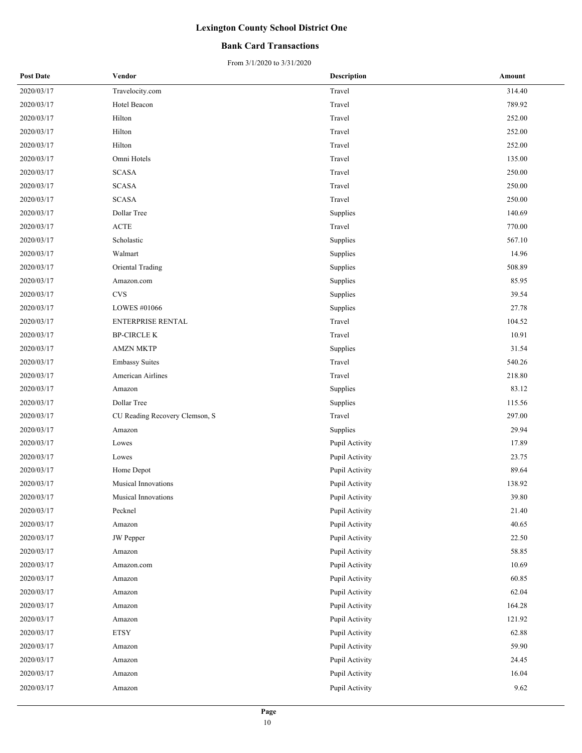# Lexington County School District One

## Bank Card Transactions

From 3/1/2020 to 3/31/2020

| Post Date | Vendor | Description | Amount |
|---|---|---|---|
| 2020/03/17 | Travelocity.com | Travel | 314.40 |
| 2020/03/17 | Hotel Beacon | Travel | 789.92 |
| 2020/03/17 | Hilton | Travel | 252.00 |
| 2020/03/17 | Hilton | Travel | 252.00 |
| 2020/03/17 | Hilton | Travel | 252.00 |
| 2020/03/17 | Omni Hotels | Travel | 135.00 |
| 2020/03/17 | SCASA | Travel | 250.00 |
| 2020/03/17 | SCASA | Travel | 250.00 |
| 2020/03/17 | SCASA | Travel | 250.00 |
| 2020/03/17 | Dollar Tree | Supplies | 140.69 |
| 2020/03/17 | ACTE | Travel | 770.00 |
| 2020/03/17 | Scholastic | Supplies | 567.10 |
| 2020/03/17 | Walmart | Supplies | 14.96 |
| 2020/03/17 | Oriental Trading | Supplies | 508.89 |
| 2020/03/17 | Amazon.com | Supplies | 85.95 |
| 2020/03/17 | CVS | Supplies | 39.54 |
| 2020/03/17 | LOWES #01066 | Supplies | 27.78 |
| 2020/03/17 | ENTERPRISE RENTAL | Travel | 104.52 |
| 2020/03/17 | BP-CIRCLE K | Travel | 10.91 |
| 2020/03/17 | AMZN MKTP | Supplies | 31.54 |
| 2020/03/17 | Embassy Suites | Travel | 540.26 |
| 2020/03/17 | American Airlines | Travel | 218.80 |
| 2020/03/17 | Amazon | Supplies | 83.12 |
| 2020/03/17 | Dollar Tree | Supplies | 115.56 |
| 2020/03/17 | CU Reading Recovery Clemson, S | Travel | 297.00 |
| 2020/03/17 | Amazon | Supplies | 29.94 |
| 2020/03/17 | Lowes | Pupil Activity | 17.89 |
| 2020/03/17 | Lowes | Pupil Activity | 23.75 |
| 2020/03/17 | Home Depot | Pupil Activity | 89.64 |
| 2020/03/17 | Musical Innovations | Pupil Activity | 138.92 |
| 2020/03/17 | Musical Innovations | Pupil Activity | 39.80 |
| 2020/03/17 | Pecknel | Pupil Activity | 21.40 |
| 2020/03/17 | Amazon | Pupil Activity | 40.65 |
| 2020/03/17 | JW Pepper | Pupil Activity | 22.50 |
| 2020/03/17 | Amazon | Pupil Activity | 58.85 |
| 2020/03/17 | Amazon.com | Pupil Activity | 10.69 |
| 2020/03/17 | Amazon | Pupil Activity | 60.85 |
| 2020/03/17 | Amazon | Pupil Activity | 62.04 |
| 2020/03/17 | Amazon | Pupil Activity | 164.28 |
| 2020/03/17 | Amazon | Pupil Activity | 121.92 |
| 2020/03/17 | ETSY | Pupil Activity | 62.88 |
| 2020/03/17 | Amazon | Pupil Activity | 59.90 |
| 2020/03/17 | Amazon | Pupil Activity | 24.45 |
| 2020/03/17 | Amazon | Pupil Activity | 16.04 |
| 2020/03/17 | Amazon | Pupil Activity | 9.62 |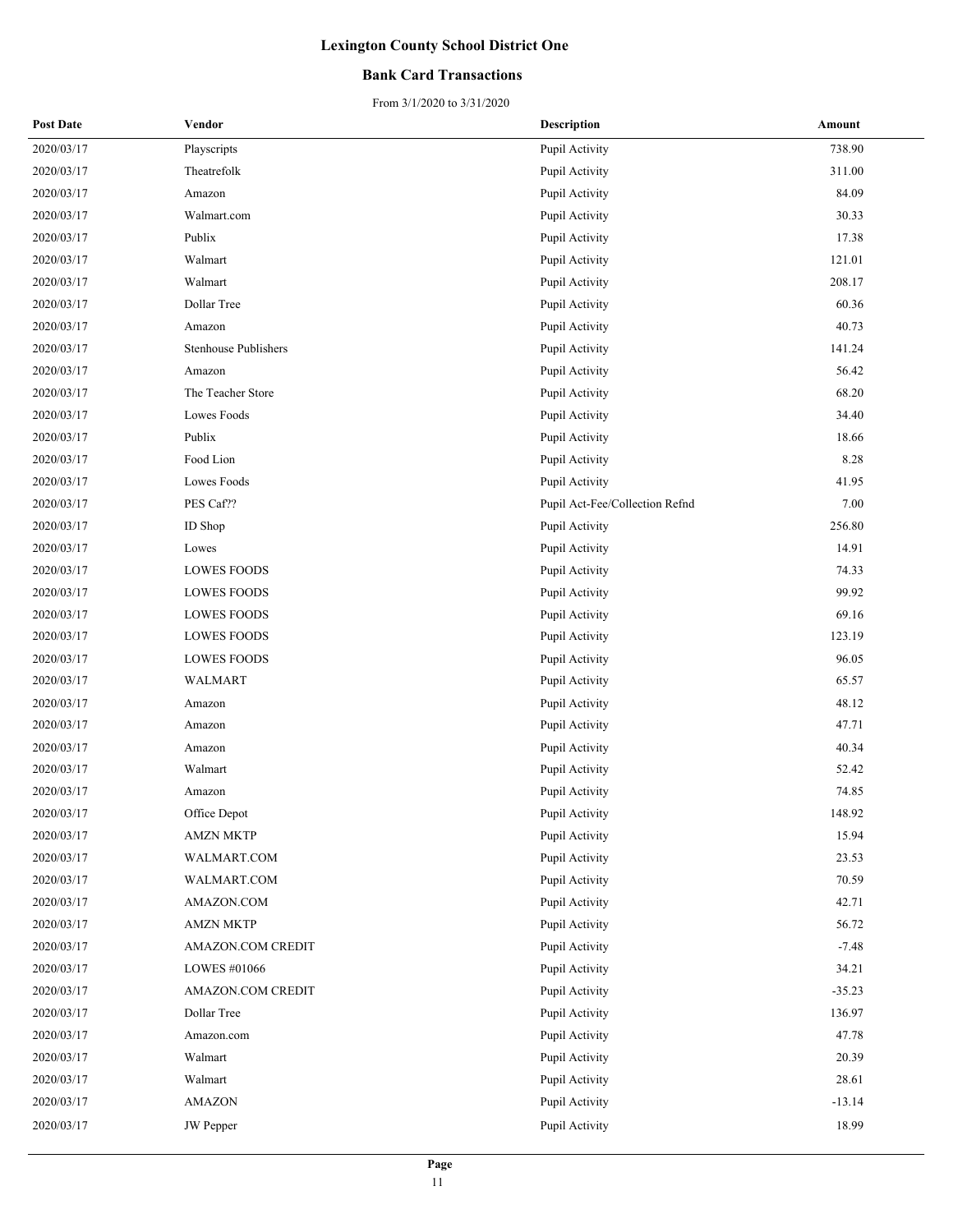# Lexington County School District One

## Bank Card Transactions

From 3/1/2020 to 3/31/2020

| Post Date | Vendor | Description | Amount |
|---|---|---|---|
| 2020/03/17 | Playscripts | Pupil Activity | 738.90 |
| 2020/03/17 | Theatrefolk | Pupil Activity | 311.00 |
| 2020/03/17 | Amazon | Pupil Activity | 84.09 |
| 2020/03/17 | Walmart.com | Pupil Activity | 30.33 |
| 2020/03/17 | Publix | Pupil Activity | 17.38 |
| 2020/03/17 | Walmart | Pupil Activity | 121.01 |
| 2020/03/17 | Walmart | Pupil Activity | 208.17 |
| 2020/03/17 | Dollar Tree | Pupil Activity | 60.36 |
| 2020/03/17 | Amazon | Pupil Activity | 40.73 |
| 2020/03/17 | Stenhouse Publishers | Pupil Activity | 141.24 |
| 2020/03/17 | Amazon | Pupil Activity | 56.42 |
| 2020/03/17 | The Teacher Store | Pupil Activity | 68.20 |
| 2020/03/17 | Lowes Foods | Pupil Activity | 34.40 |
| 2020/03/17 | Publix | Pupil Activity | 18.66 |
| 2020/03/17 | Food Lion | Pupil Activity | 8.28 |
| 2020/03/17 | Lowes Foods | Pupil Activity | 41.95 |
| 2020/03/17 | PES Caf?? | Pupil Act-Fee/Collection Refnd | 7.00 |
| 2020/03/17 | ID Shop | Pupil Activity | 256.80 |
| 2020/03/17 | Lowes | Pupil Activity | 14.91 |
| 2020/03/17 | LOWES FOODS | Pupil Activity | 74.33 |
| 2020/03/17 | LOWES FOODS | Pupil Activity | 99.92 |
| 2020/03/17 | LOWES FOODS | Pupil Activity | 69.16 |
| 2020/03/17 | LOWES FOODS | Pupil Activity | 123.19 |
| 2020/03/17 | LOWES FOODS | Pupil Activity | 96.05 |
| 2020/03/17 | WALMART | Pupil Activity | 65.57 |
| 2020/03/17 | Amazon | Pupil Activity | 48.12 |
| 2020/03/17 | Amazon | Pupil Activity | 47.71 |
| 2020/03/17 | Amazon | Pupil Activity | 40.34 |
| 2020/03/17 | Walmart | Pupil Activity | 52.42 |
| 2020/03/17 | Amazon | Pupil Activity | 74.85 |
| 2020/03/17 | Office Depot | Pupil Activity | 148.92 |
| 2020/03/17 | AMZN MKTP | Pupil Activity | 15.94 |
| 2020/03/17 | WALMART.COM | Pupil Activity | 23.53 |
| 2020/03/17 | WALMART.COM | Pupil Activity | 70.59 |
| 2020/03/17 | AMAZON.COM | Pupil Activity | 42.71 |
| 2020/03/17 | AMZN MKTP | Pupil Activity | 56.72 |
| 2020/03/17 | AMAZON.COM CREDIT | Pupil Activity | -7.48 |
| 2020/03/17 | LOWES #01066 | Pupil Activity | 34.21 |
| 2020/03/17 | AMAZON.COM CREDIT | Pupil Activity | -35.23 |
| 2020/03/17 | Dollar Tree | Pupil Activity | 136.97 |
| 2020/03/17 | Amazon.com | Pupil Activity | 47.78 |
| 2020/03/17 | Walmart | Pupil Activity | 20.39 |
| 2020/03/17 | Walmart | Pupil Activity | 28.61 |
| 2020/03/17 | AMAZON | Pupil Activity | -13.14 |
| 2020/03/17 | JW Pepper | Pupil Activity | 18.99 |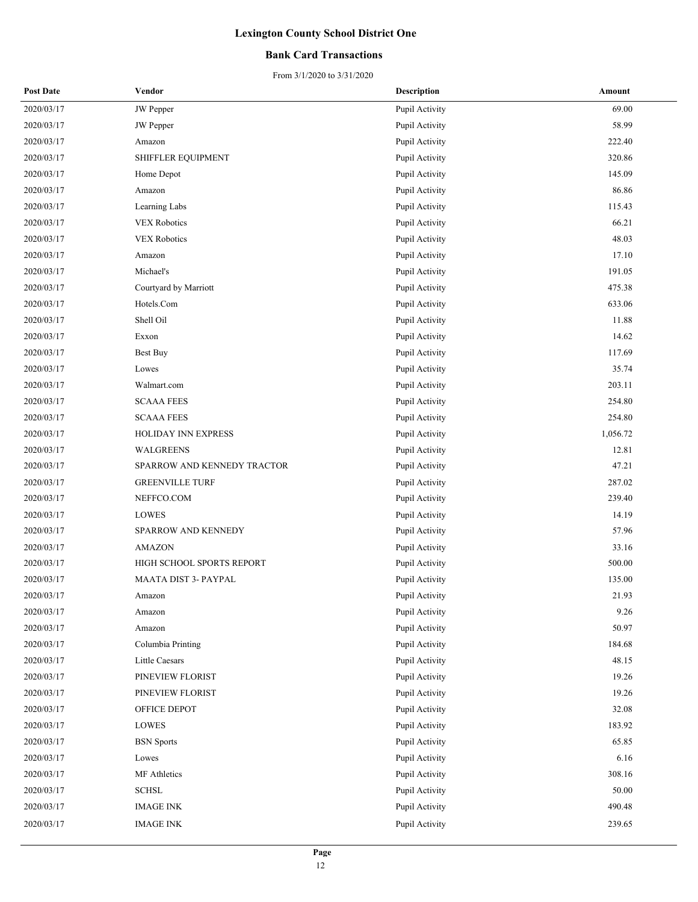# Lexington County School District One

## Bank Card Transactions

From 3/1/2020 to 3/31/2020

| Post Date | Vendor | Description | Amount |
|---|---|---|---|
| 2020/03/17 | JW Pepper | Pupil Activity | 69.00 |
| 2020/03/17 | JW Pepper | Pupil Activity | 58.99 |
| 2020/03/17 | Amazon | Pupil Activity | 222.40 |
| 2020/03/17 | SHIFFLER EQUIPMENT | Pupil Activity | 320.86 |
| 2020/03/17 | Home Depot | Pupil Activity | 145.09 |
| 2020/03/17 | Amazon | Pupil Activity | 86.86 |
| 2020/03/17 | Learning Labs | Pupil Activity | 115.43 |
| 2020/03/17 | VEX Robotics | Pupil Activity | 66.21 |
| 2020/03/17 | VEX Robotics | Pupil Activity | 48.03 |
| 2020/03/17 | Amazon | Pupil Activity | 17.10 |
| 2020/03/17 | Michael's | Pupil Activity | 191.05 |
| 2020/03/17 | Courtyard by Marriott | Pupil Activity | 475.38 |
| 2020/03/17 | Hotels.Com | Pupil Activity | 633.06 |
| 2020/03/17 | Shell Oil | Pupil Activity | 11.88 |
| 2020/03/17 | Exxon | Pupil Activity | 14.62 |
| 2020/03/17 | Best Buy | Pupil Activity | 117.69 |
| 2020/03/17 | Lowes | Pupil Activity | 35.74 |
| 2020/03/17 | Walmart.com | Pupil Activity | 203.11 |
| 2020/03/17 | SCAAA FEES | Pupil Activity | 254.80 |
| 2020/03/17 | SCAAA FEES | Pupil Activity | 254.80 |
| 2020/03/17 | HOLIDAY INN EXPRESS | Pupil Activity | 1,056.72 |
| 2020/03/17 | WALGREENS | Pupil Activity | 12.81 |
| 2020/03/17 | SPARROW AND KENNEDY TRACTOR | Pupil Activity | 47.21 |
| 2020/03/17 | GREENVILLE TURF | Pupil Activity | 287.02 |
| 2020/03/17 | NEFFCO.COM | Pupil Activity | 239.40 |
| 2020/03/17 | LOWES | Pupil Activity | 14.19 |
| 2020/03/17 | SPARROW AND KENNEDY | Pupil Activity | 57.96 |
| 2020/03/17 | AMAZON | Pupil Activity | 33.16 |
| 2020/03/17 | HIGH SCHOOL SPORTS REPORT | Pupil Activity | 500.00 |
| 2020/03/17 | MAATA DIST 3- PAYPAL | Pupil Activity | 135.00 |
| 2020/03/17 | Amazon | Pupil Activity | 21.93 |
| 2020/03/17 | Amazon | Pupil Activity | 9.26 |
| 2020/03/17 | Amazon | Pupil Activity | 50.97 |
| 2020/03/17 | Columbia Printing | Pupil Activity | 184.68 |
| 2020/03/17 | Little Caesars | Pupil Activity | 48.15 |
| 2020/03/17 | PINEVIEW FLORIST | Pupil Activity | 19.26 |
| 2020/03/17 | PINEVIEW FLORIST | Pupil Activity | 19.26 |
| 2020/03/17 | OFFICE DEPOT | Pupil Activity | 32.08 |
| 2020/03/17 | LOWES | Pupil Activity | 183.92 |
| 2020/03/17 | BSN Sports | Pupil Activity | 65.85 |
| 2020/03/17 | Lowes | Pupil Activity | 6.16 |
| 2020/03/17 | MF Athletics | Pupil Activity | 308.16 |
| 2020/03/17 | SCHSL | Pupil Activity | 50.00 |
| 2020/03/17 | IMAGE INK | Pupil Activity | 490.48 |
| 2020/03/17 | IMAGE INK | Pupil Activity | 239.65 |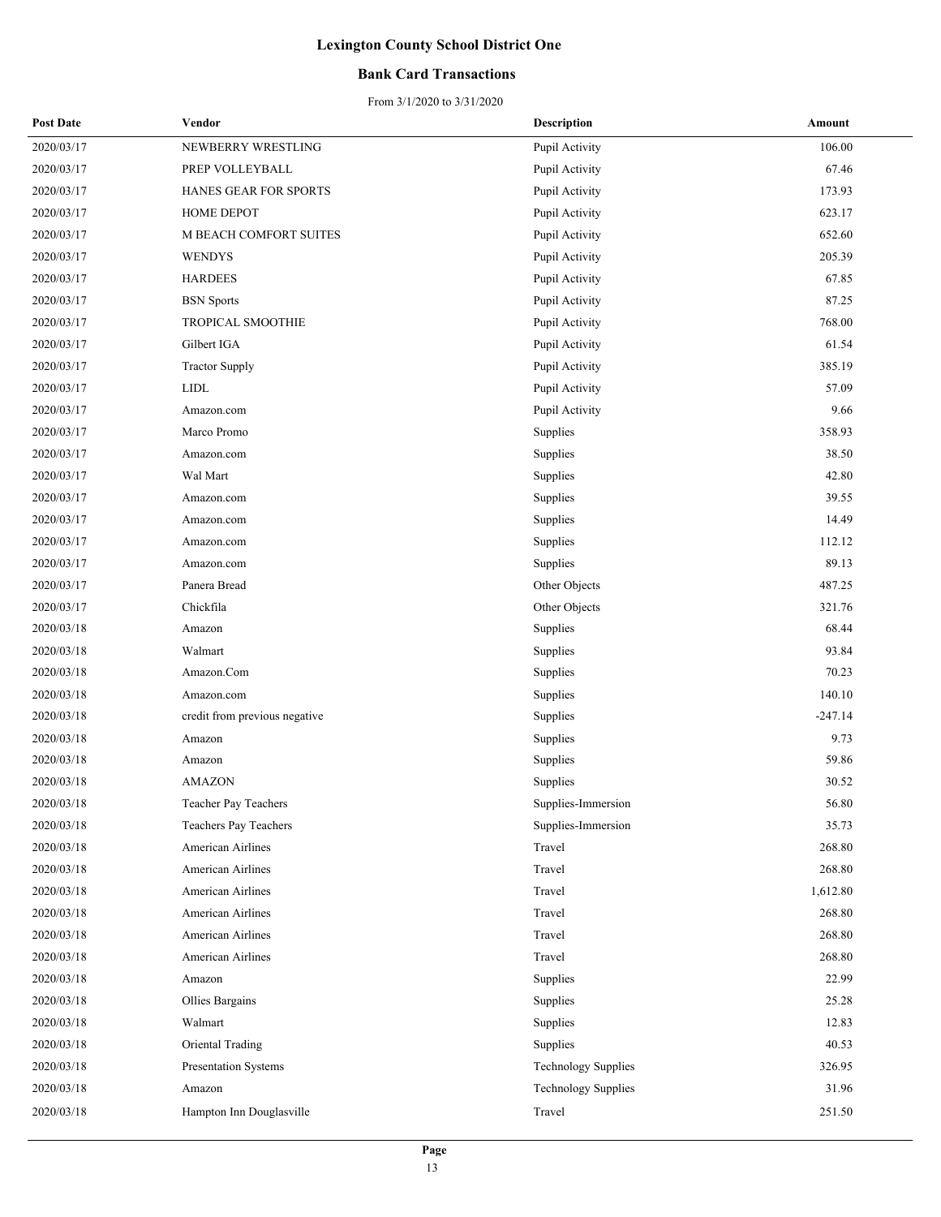# Lexington County School District One

## Bank Card Transactions

From 3/1/2020 to 3/31/2020

| Post Date | Vendor | Description | Amount |
|---|---|---|---|
| 2020/03/17 | NEWBERRY WRESTLING | Pupil Activity | 106.00 |
| 2020/03/17 | PREP VOLLEYBALL | Pupil Activity | 67.46 |
| 2020/03/17 | HANES GEAR FOR SPORTS | Pupil Activity | 173.93 |
| 2020/03/17 | HOME DEPOT | Pupil Activity | 623.17 |
| 2020/03/17 | M BEACH COMFORT SUITES | Pupil Activity | 652.60 |
| 2020/03/17 | WENDYS | Pupil Activity | 205.39 |
| 2020/03/17 | HARDEES | Pupil Activity | 67.85 |
| 2020/03/17 | BSN Sports | Pupil Activity | 87.25 |
| 2020/03/17 | TROPICAL SMOOTHIE | Pupil Activity | 768.00 |
| 2020/03/17 | Gilbert IGA | Pupil Activity | 61.54 |
| 2020/03/17 | Tractor Supply | Pupil Activity | 385.19 |
| 2020/03/17 | LIDL | Pupil Activity | 57.09 |
| 2020/03/17 | Amazon.com | Pupil Activity | 9.66 |
| 2020/03/17 | Marco Promo | Supplies | 358.93 |
| 2020/03/17 | Amazon.com | Supplies | 38.50 |
| 2020/03/17 | Wal Mart | Supplies | 42.80 |
| 2020/03/17 | Amazon.com | Supplies | 39.55 |
| 2020/03/17 | Amazon.com | Supplies | 14.49 |
| 2020/03/17 | Amazon.com | Supplies | 112.12 |
| 2020/03/17 | Amazon.com | Supplies | 89.13 |
| 2020/03/17 | Panera Bread | Other Objects | 487.25 |
| 2020/03/17 | Chickfila | Other Objects | 321.76 |
| 2020/03/18 | Amazon | Supplies | 68.44 |
| 2020/03/18 | Walmart | Supplies | 93.84 |
| 2020/03/18 | Amazon.Com | Supplies | 70.23 |
| 2020/03/18 | Amazon.com | Supplies | 140.10 |
| 2020/03/18 | credit from previous negative | Supplies | -247.14 |
| 2020/03/18 | Amazon | Supplies | 9.73 |
| 2020/03/18 | Amazon | Supplies | 59.86 |
| 2020/03/18 | AMAZON | Supplies | 30.52 |
| 2020/03/18 | Teacher Pay Teachers | Supplies-Immersion | 56.80 |
| 2020/03/18 | Teachers Pay Teachers | Supplies-Immersion | 35.73 |
| 2020/03/18 | American Airlines | Travel | 268.80 |
| 2020/03/18 | American Airlines | Travel | 268.80 |
| 2020/03/18 | American Airlines | Travel | 1,612.80 |
| 2020/03/18 | American Airlines | Travel | 268.80 |
| 2020/03/18 | American Airlines | Travel | 268.80 |
| 2020/03/18 | American Airlines | Travel | 268.80 |
| 2020/03/18 | Amazon | Supplies | 22.99 |
| 2020/03/18 | Ollies Bargains | Supplies | 25.28 |
| 2020/03/18 | Walmart | Supplies | 12.83 |
| 2020/03/18 | Oriental Trading | Supplies | 40.53 |
| 2020/03/18 | Presentation Systems | Technology Supplies | 326.95 |
| 2020/03/18 | Amazon | Technology Supplies | 31.96 |
| 2020/03/18 | Hampton Inn Douglasville | Travel | 251.50 |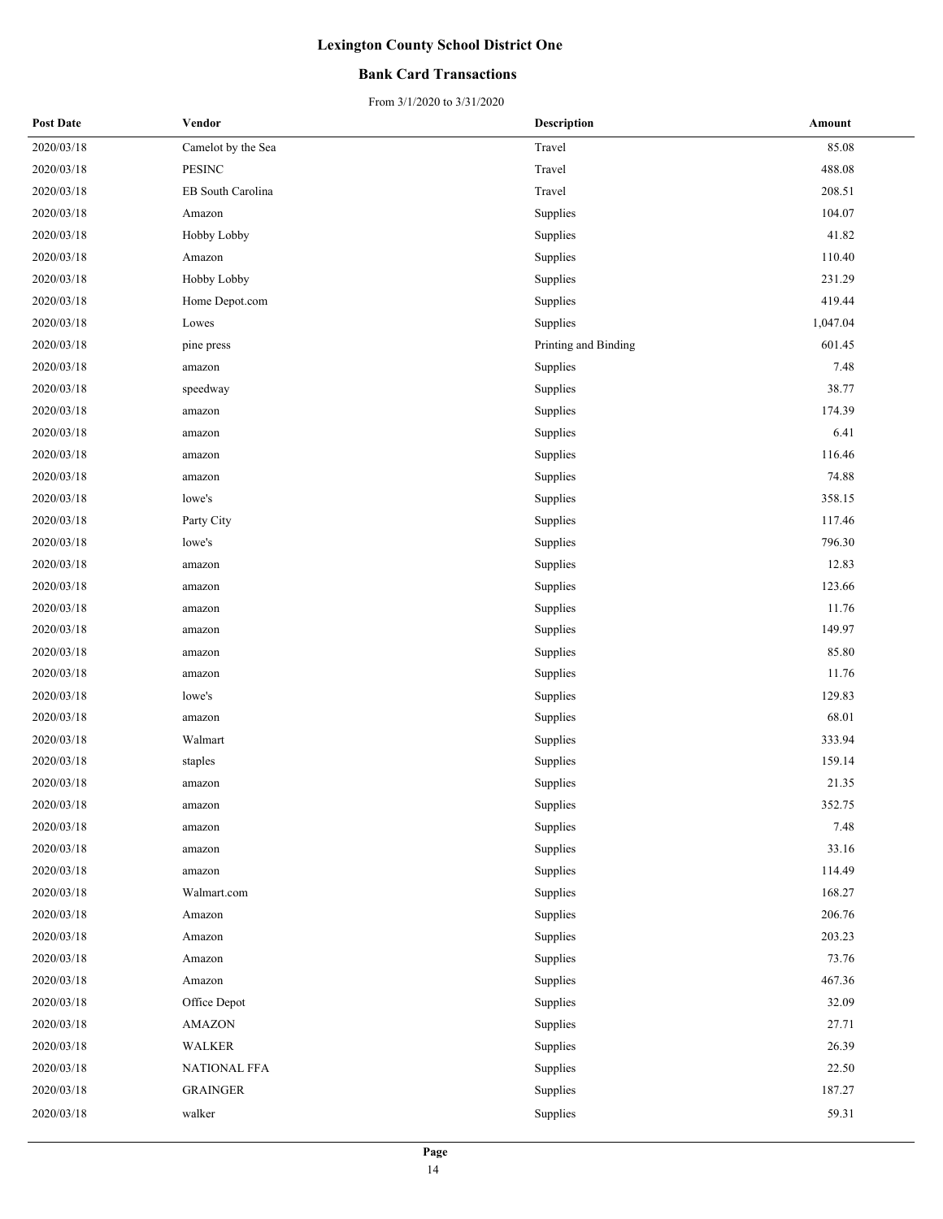# Lexington County School District One

## Bank Card Transactions

From 3/1/2020 to 3/31/2020

| Post Date | Vendor | Description | Amount |
|---|---|---|---|
| 2020/03/18 | Camelot by the Sea | Travel | 85.08 |
| 2020/03/18 | PESINC | Travel | 488.08 |
| 2020/03/18 | EB South Carolina | Travel | 208.51 |
| 2020/03/18 | Amazon | Supplies | 104.07 |
| 2020/03/18 | Hobby Lobby | Supplies | 41.82 |
| 2020/03/18 | Amazon | Supplies | 110.40 |
| 2020/03/18 | Hobby Lobby | Supplies | 231.29 |
| 2020/03/18 | Home Depot.com | Supplies | 419.44 |
| 2020/03/18 | Lowes | Supplies | 1,047.04 |
| 2020/03/18 | pine press | Printing and Binding | 601.45 |
| 2020/03/18 | amazon | Supplies | 7.48 |
| 2020/03/18 | speedway | Supplies | 38.77 |
| 2020/03/18 | amazon | Supplies | 174.39 |
| 2020/03/18 | amazon | Supplies | 6.41 |
| 2020/03/18 | amazon | Supplies | 116.46 |
| 2020/03/18 | amazon | Supplies | 74.88 |
| 2020/03/18 | lowe's | Supplies | 358.15 |
| 2020/03/18 | Party City | Supplies | 117.46 |
| 2020/03/18 | lowe's | Supplies | 796.30 |
| 2020/03/18 | amazon | Supplies | 12.83 |
| 2020/03/18 | amazon | Supplies | 123.66 |
| 2020/03/18 | amazon | Supplies | 11.76 |
| 2020/03/18 | amazon | Supplies | 149.97 |
| 2020/03/18 | amazon | Supplies | 85.80 |
| 2020/03/18 | amazon | Supplies | 11.76 |
| 2020/03/18 | lowe's | Supplies | 129.83 |
| 2020/03/18 | amazon | Supplies | 68.01 |
| 2020/03/18 | Walmart | Supplies | 333.94 |
| 2020/03/18 | staples | Supplies | 159.14 |
| 2020/03/18 | amazon | Supplies | 21.35 |
| 2020/03/18 | amazon | Supplies | 352.75 |
| 2020/03/18 | amazon | Supplies | 7.48 |
| 2020/03/18 | amazon | Supplies | 33.16 |
| 2020/03/18 | amazon | Supplies | 114.49 |
| 2020/03/18 | Walmart.com | Supplies | 168.27 |
| 2020/03/18 | Amazon | Supplies | 206.76 |
| 2020/03/18 | Amazon | Supplies | 203.23 |
| 2020/03/18 | Amazon | Supplies | 73.76 |
| 2020/03/18 | Amazon | Supplies | 467.36 |
| 2020/03/18 | Office Depot | Supplies | 32.09 |
| 2020/03/18 | AMAZON | Supplies | 27.71 |
| 2020/03/18 | WALKER | Supplies | 26.39 |
| 2020/03/18 | NATIONAL FFA | Supplies | 22.50 |
| 2020/03/18 | GRAINGER | Supplies | 187.27 |
| 2020/03/18 | walker | Supplies | 59.31 |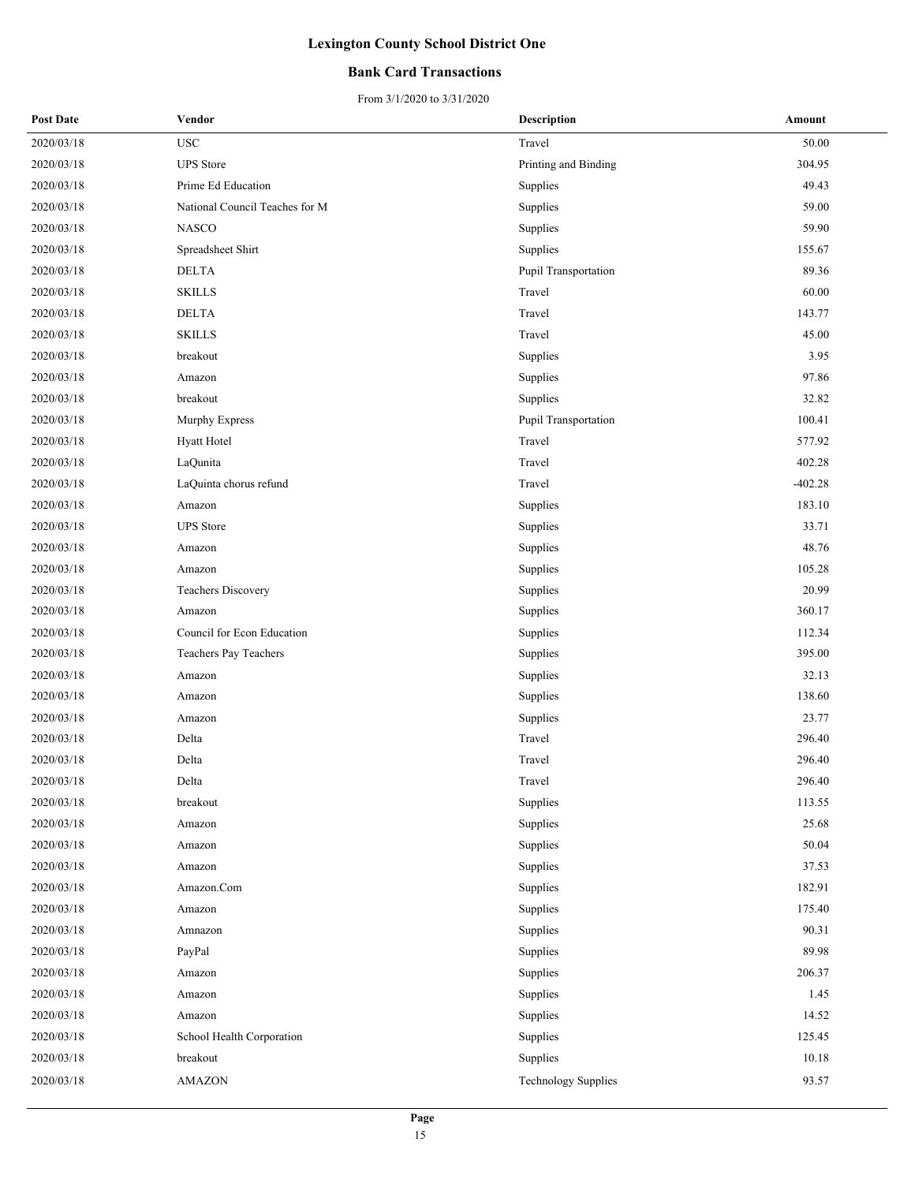# Lexington County School District One

## Bank Card Transactions

From 3/1/2020 to 3/31/2020

| Post Date | Vendor | Description | Amount |
|---|---|---|---|
| 2020/03/18 | USC | Travel | 50.00 |
| 2020/03/18 | UPS Store | Printing and Binding | 304.95 |
| 2020/03/18 | Prime Ed Education | Supplies | 49.43 |
| 2020/03/18 | National Council Teaches for M | Supplies | 59.00 |
| 2020/03/18 | NASCO | Supplies | 59.90 |
| 2020/03/18 | Spreadsheet Shirt | Supplies | 155.67 |
| 2020/03/18 | DELTA | Pupil Transportation | 89.36 |
| 2020/03/18 | SKILLS | Travel | 60.00 |
| 2020/03/18 | DELTA | Travel | 143.77 |
| 2020/03/18 | SKILLS | Travel | 45.00 |
| 2020/03/18 | breakout | Supplies | 3.95 |
| 2020/03/18 | Amazon | Supplies | 97.86 |
| 2020/03/18 | breakout | Supplies | 32.82 |
| 2020/03/18 | Murphy Express | Pupil Transportation | 100.41 |
| 2020/03/18 | Hyatt Hotel | Travel | 577.92 |
| 2020/03/18 | LaQunita | Travel | 402.28 |
| 2020/03/18 | LaQuinta chorus refund | Travel | -402.28 |
| 2020/03/18 | Amazon | Supplies | 183.10 |
| 2020/03/18 | UPS Store | Supplies | 33.71 |
| 2020/03/18 | Amazon | Supplies | 48.76 |
| 2020/03/18 | Amazon | Supplies | 105.28 |
| 2020/03/18 | Teachers Discovery | Supplies | 20.99 |
| 2020/03/18 | Amazon | Supplies | 360.17 |
| 2020/03/18 | Council for Econ Education | Supplies | 112.34 |
| 2020/03/18 | Teachers Pay Teachers | Supplies | 395.00 |
| 2020/03/18 | Amazon | Supplies | 32.13 |
| 2020/03/18 | Amazon | Supplies | 138.60 |
| 2020/03/18 | Amazon | Supplies | 23.77 |
| 2020/03/18 | Delta | Travel | 296.40 |
| 2020/03/18 | Delta | Travel | 296.40 |
| 2020/03/18 | Delta | Travel | 296.40 |
| 2020/03/18 | breakout | Supplies | 113.55 |
| 2020/03/18 | Amazon | Supplies | 25.68 |
| 2020/03/18 | Amazon | Supplies | 50.04 |
| 2020/03/18 | Amazon | Supplies | 37.53 |
| 2020/03/18 | Amazon.Com | Supplies | 182.91 |
| 2020/03/18 | Amazon | Supplies | 175.40 |
| 2020/03/18 | Amnazon | Supplies | 90.31 |
| 2020/03/18 | PayPal | Supplies | 89.98 |
| 2020/03/18 | Amazon | Supplies | 206.37 |
| 2020/03/18 | Amazon | Supplies | 1.45 |
| 2020/03/18 | Amazon | Supplies | 14.52 |
| 2020/03/18 | School Health Corporation | Supplies | 125.45 |
| 2020/03/18 | breakout | Supplies | 10.18 |
| 2020/03/18 | AMAZON | Technology Supplies | 93.57 |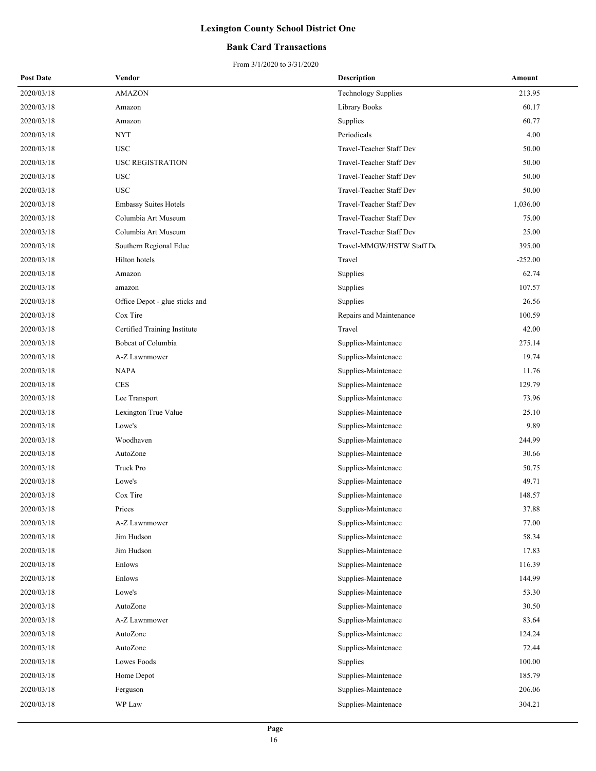# Lexington County School District One

## Bank Card Transactions

From 3/1/2020 to 3/31/2020

| Post Date | Vendor | Description | Amount |
|---|---|---|---|
| 2020/03/18 | AMAZON | Technology Supplies | 213.95 |
| 2020/03/18 | Amazon | Library Books | 60.17 |
| 2020/03/18 | Amazon | Supplies | 60.77 |
| 2020/03/18 | NYT | Periodicals | 4.00 |
| 2020/03/18 | USC | Travel-Teacher Staff Dev | 50.00 |
| 2020/03/18 | USC REGISTRATION | Travel-Teacher Staff Dev | 50.00 |
| 2020/03/18 | USC | Travel-Teacher Staff Dev | 50.00 |
| 2020/03/18 | USC | Travel-Teacher Staff Dev | 50.00 |
| 2020/03/18 | Embassy Suites Hotels | Travel-Teacher Staff Dev | 1,036.00 |
| 2020/03/18 | Columbia Art Museum | Travel-Teacher Staff Dev | 75.00 |
| 2020/03/18 | Columbia Art Museum | Travel-Teacher Staff Dev | 25.00 |
| 2020/03/18 | Southern Regional Educ | Travel-MMGW/HSTW Staff De | 395.00 |
| 2020/03/18 | Hilton hotels | Travel | -252.00 |
| 2020/03/18 | Amazon | Supplies | 62.74 |
| 2020/03/18 | amazon | Supplies | 107.57 |
| 2020/03/18 | Office Depot - glue sticks and | Supplies | 26.56 |
| 2020/03/18 | Cox Tire | Repairs and Maintenance | 100.59 |
| 2020/03/18 | Certified Training Institute | Travel | 42.00 |
| 2020/03/18 | Bobcat of Columbia | Supplies-Maintenace | 275.14 |
| 2020/03/18 | A-Z Lawnmower | Supplies-Maintenace | 19.74 |
| 2020/03/18 | NAPA | Supplies-Maintenace | 11.76 |
| 2020/03/18 | CES | Supplies-Maintenace | 129.79 |
| 2020/03/18 | Lee Transport | Supplies-Maintenace | 73.96 |
| 2020/03/18 | Lexington True Value | Supplies-Maintenace | 25.10 |
| 2020/03/18 | Lowe's | Supplies-Maintenace | 9.89 |
| 2020/03/18 | Woodhaven | Supplies-Maintenace | 244.99 |
| 2020/03/18 | AutoZone | Supplies-Maintenace | 30.66 |
| 2020/03/18 | Truck Pro | Supplies-Maintenace | 50.75 |
| 2020/03/18 | Lowe's | Supplies-Maintenace | 49.71 |
| 2020/03/18 | Cox Tire | Supplies-Maintenace | 148.57 |
| 2020/03/18 | Prices | Supplies-Maintenace | 37.88 |
| 2020/03/18 | A-Z Lawnmower | Supplies-Maintenace | 77.00 |
| 2020/03/18 | Jim Hudson | Supplies-Maintenace | 58.34 |
| 2020/03/18 | Jim Hudson | Supplies-Maintenace | 17.83 |
| 2020/03/18 | Enlows | Supplies-Maintenace | 116.39 |
| 2020/03/18 | Enlows | Supplies-Maintenace | 144.99 |
| 2020/03/18 | Lowe's | Supplies-Maintenace | 53.30 |
| 2020/03/18 | AutoZone | Supplies-Maintenace | 30.50 |
| 2020/03/18 | A-Z Lawnmower | Supplies-Maintenace | 83.64 |
| 2020/03/18 | AutoZone | Supplies-Maintenace | 124.24 |
| 2020/03/18 | AutoZone | Supplies-Maintenace | 72.44 |
| 2020/03/18 | Lowes Foods | Supplies | 100.00 |
| 2020/03/18 | Home Depot | Supplies-Maintenace | 185.79 |
| 2020/03/18 | Ferguson | Supplies-Maintenace | 206.06 |
| 2020/03/18 | WP Law | Supplies-Maintenace | 304.21 |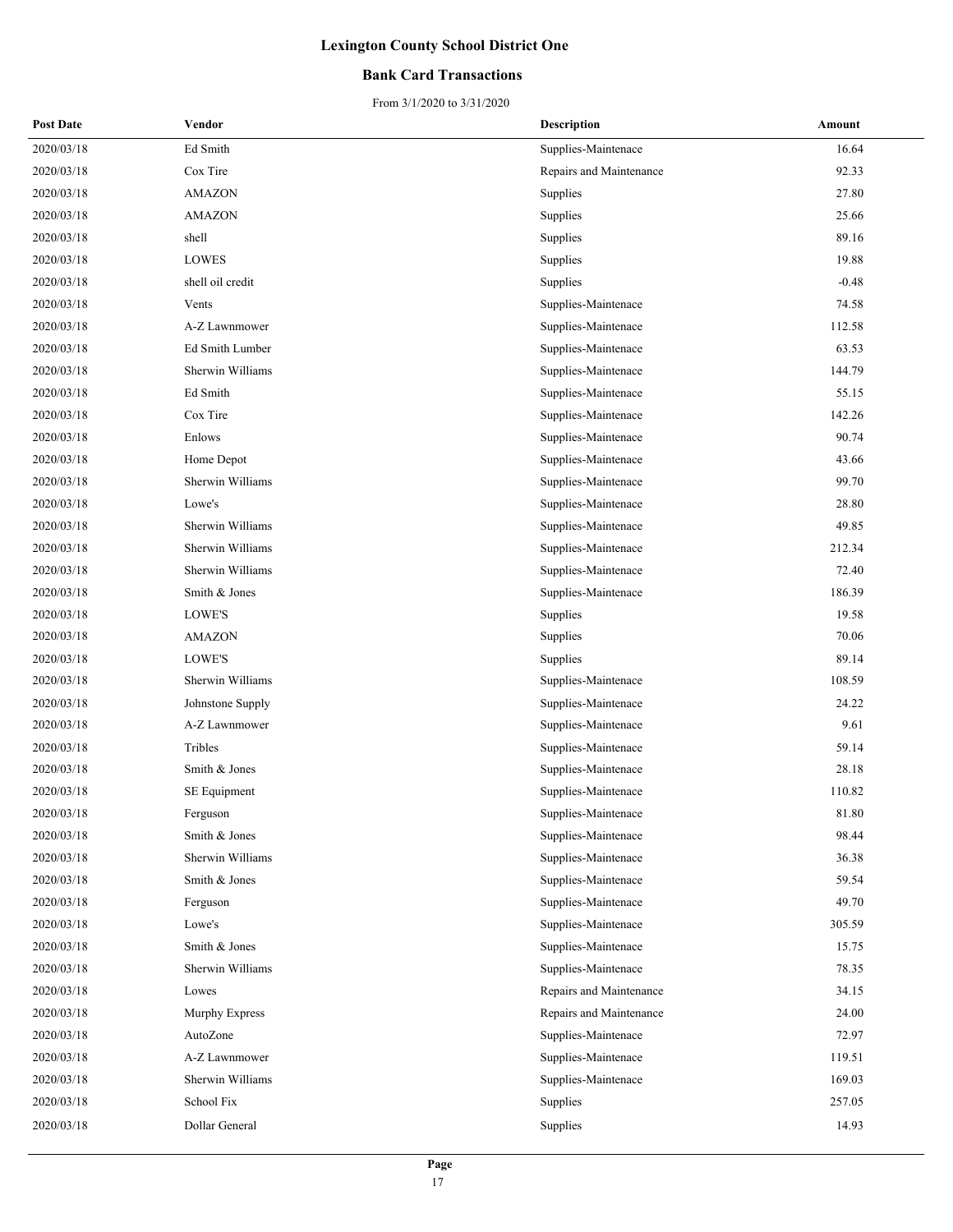# Lexington County School District One

## Bank Card Transactions

From 3/1/2020 to 3/31/2020

| Post Date | Vendor | Description | Amount |
|---|---|---|---|
| 2020/03/18 | Ed Smith | Supplies-Maintenace | 16.64 |
| 2020/03/18 | Cox Tire | Repairs and Maintenance | 92.33 |
| 2020/03/18 | AMAZON | Supplies | 27.80 |
| 2020/03/18 | AMAZON | Supplies | 25.66 |
| 2020/03/18 | shell | Supplies | 89.16 |
| 2020/03/18 | LOWES | Supplies | 19.88 |
| 2020/03/18 | shell oil credit | Supplies | -0.48 |
| 2020/03/18 | Vents | Supplies-Maintenace | 74.58 |
| 2020/03/18 | A-Z Lawnmower | Supplies-Maintenace | 112.58 |
| 2020/03/18 | Ed Smith Lumber | Supplies-Maintenace | 63.53 |
| 2020/03/18 | Sherwin Williams | Supplies-Maintenace | 144.79 |
| 2020/03/18 | Ed Smith | Supplies-Maintenace | 55.15 |
| 2020/03/18 | Cox Tire | Supplies-Maintenace | 142.26 |
| 2020/03/18 | Enlows | Supplies-Maintenace | 90.74 |
| 2020/03/18 | Home Depot | Supplies-Maintenace | 43.66 |
| 2020/03/18 | Sherwin Williams | Supplies-Maintenace | 99.70 |
| 2020/03/18 | Lowe's | Supplies-Maintenace | 28.80 |
| 2020/03/18 | Sherwin Williams | Supplies-Maintenace | 49.85 |
| 2020/03/18 | Sherwin Williams | Supplies-Maintenace | 212.34 |
| 2020/03/18 | Sherwin Williams | Supplies-Maintenace | 72.40 |
| 2020/03/18 | Smith & Jones | Supplies-Maintenace | 186.39 |
| 2020/03/18 | LOWE'S | Supplies | 19.58 |
| 2020/03/18 | AMAZON | Supplies | 70.06 |
| 2020/03/18 | LOWE'S | Supplies | 89.14 |
| 2020/03/18 | Sherwin Williams | Supplies-Maintenace | 108.59 |
| 2020/03/18 | Johnstone Supply | Supplies-Maintenace | 24.22 |
| 2020/03/18 | A-Z Lawnmower | Supplies-Maintenace | 9.61 |
| 2020/03/18 | Tribles | Supplies-Maintenace | 59.14 |
| 2020/03/18 | Smith & Jones | Supplies-Maintenace | 28.18 |
| 2020/03/18 | SE Equipment | Supplies-Maintenace | 110.82 |
| 2020/03/18 | Ferguson | Supplies-Maintenace | 81.80 |
| 2020/03/18 | Smith & Jones | Supplies-Maintenace | 98.44 |
| 2020/03/18 | Sherwin Williams | Supplies-Maintenace | 36.38 |
| 2020/03/18 | Smith & Jones | Supplies-Maintenace | 59.54 |
| 2020/03/18 | Ferguson | Supplies-Maintenace | 49.70 |
| 2020/03/18 | Lowe's | Supplies-Maintenace | 305.59 |
| 2020/03/18 | Smith & Jones | Supplies-Maintenace | 15.75 |
| 2020/03/18 | Sherwin Williams | Supplies-Maintenace | 78.35 |
| 2020/03/18 | Lowes | Repairs and Maintenance | 34.15 |
| 2020/03/18 | Murphy Express | Repairs and Maintenance | 24.00 |
| 2020/03/18 | AutoZone | Supplies-Maintenace | 72.97 |
| 2020/03/18 | A-Z Lawnmower | Supplies-Maintenace | 119.51 |
| 2020/03/18 | Sherwin Williams | Supplies-Maintenace | 169.03 |
| 2020/03/18 | School Fix | Supplies | 257.05 |
| 2020/03/18 | Dollar General | Supplies | 14.93 |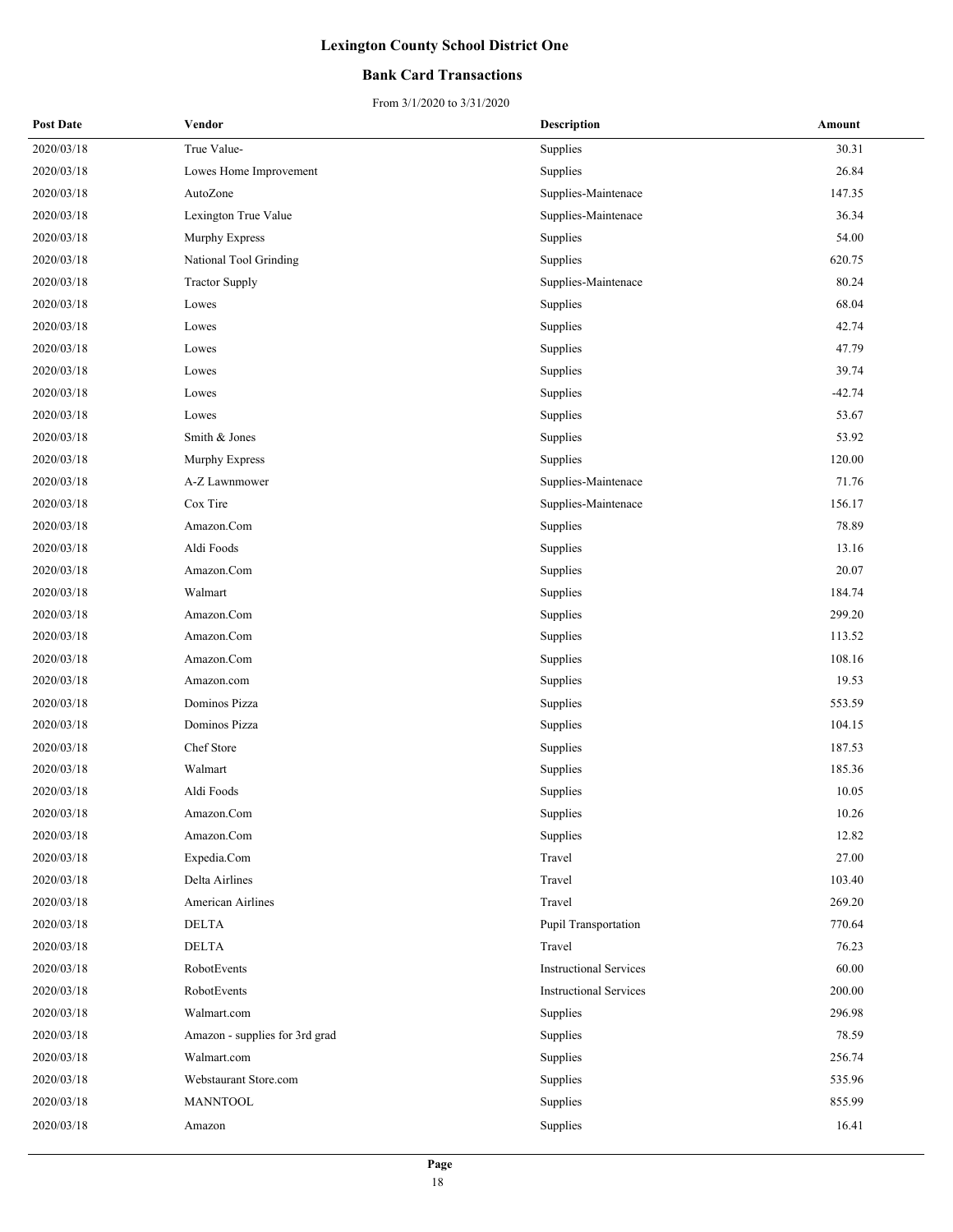# Lexington County School District One

## Bank Card Transactions

From 3/1/2020 to 3/31/2020

| Post Date | Vendor | Description | Amount |
|---|---|---|---|
| 2020/03/18 | True Value- | Supplies | 30.31 |
| 2020/03/18 | Lowes Home Improvement | Supplies | 26.84 |
| 2020/03/18 | AutoZone | Supplies-Maintenace | 147.35 |
| 2020/03/18 | Lexington True Value | Supplies-Maintenace | 36.34 |
| 2020/03/18 | Murphy Express | Supplies | 54.00 |
| 2020/03/18 | National Tool Grinding | Supplies | 620.75 |
| 2020/03/18 | Tractor Supply | Supplies-Maintenace | 80.24 |
| 2020/03/18 | Lowes | Supplies | 68.04 |
| 2020/03/18 | Lowes | Supplies | 42.74 |
| 2020/03/18 | Lowes | Supplies | 47.79 |
| 2020/03/18 | Lowes | Supplies | 39.74 |
| 2020/03/18 | Lowes | Supplies | -42.74 |
| 2020/03/18 | Lowes | Supplies | 53.67 |
| 2020/03/18 | Smith & Jones | Supplies | 53.92 |
| 2020/03/18 | Murphy Express | Supplies | 120.00 |
| 2020/03/18 | A-Z Lawnmower | Supplies-Maintenace | 71.76 |
| 2020/03/18 | Cox Tire | Supplies-Maintenace | 156.17 |
| 2020/03/18 | Amazon.Com | Supplies | 78.89 |
| 2020/03/18 | Aldi Foods | Supplies | 13.16 |
| 2020/03/18 | Amazon.Com | Supplies | 20.07 |
| 2020/03/18 | Walmart | Supplies | 184.74 |
| 2020/03/18 | Amazon.Com | Supplies | 299.20 |
| 2020/03/18 | Amazon.Com | Supplies | 113.52 |
| 2020/03/18 | Amazon.Com | Supplies | 108.16 |
| 2020/03/18 | Amazon.com | Supplies | 19.53 |
| 2020/03/18 | Dominos Pizza | Supplies | 553.59 |
| 2020/03/18 | Dominos Pizza | Supplies | 104.15 |
| 2020/03/18 | Chef Store | Supplies | 187.53 |
| 2020/03/18 | Walmart | Supplies | 185.36 |
| 2020/03/18 | Aldi Foods | Supplies | 10.05 |
| 2020/03/18 | Amazon.Com | Supplies | 10.26 |
| 2020/03/18 | Amazon.Com | Supplies | 12.82 |
| 2020/03/18 | Expedia.Com | Travel | 27.00 |
| 2020/03/18 | Delta Airlines | Travel | 103.40 |
| 2020/03/18 | American Airlines | Travel | 269.20 |
| 2020/03/18 | DELTA | Pupil Transportation | 770.64 |
| 2020/03/18 | DELTA | Travel | 76.23 |
| 2020/03/18 | RobotEvents | Instructional Services | 60.00 |
| 2020/03/18 | RobotEvents | Instructional Services | 200.00 |
| 2020/03/18 | Walmart.com | Supplies | 296.98 |
| 2020/03/18 | Amazon - supplies for 3rd grad | Supplies | 78.59 |
| 2020/03/18 | Walmart.com | Supplies | 256.74 |
| 2020/03/18 | Webstaurant Store.com | Supplies | 535.96 |
| 2020/03/18 | MANNTOOL | Supplies | 855.99 |
| 2020/03/18 | Amazon | Supplies | 16.41 |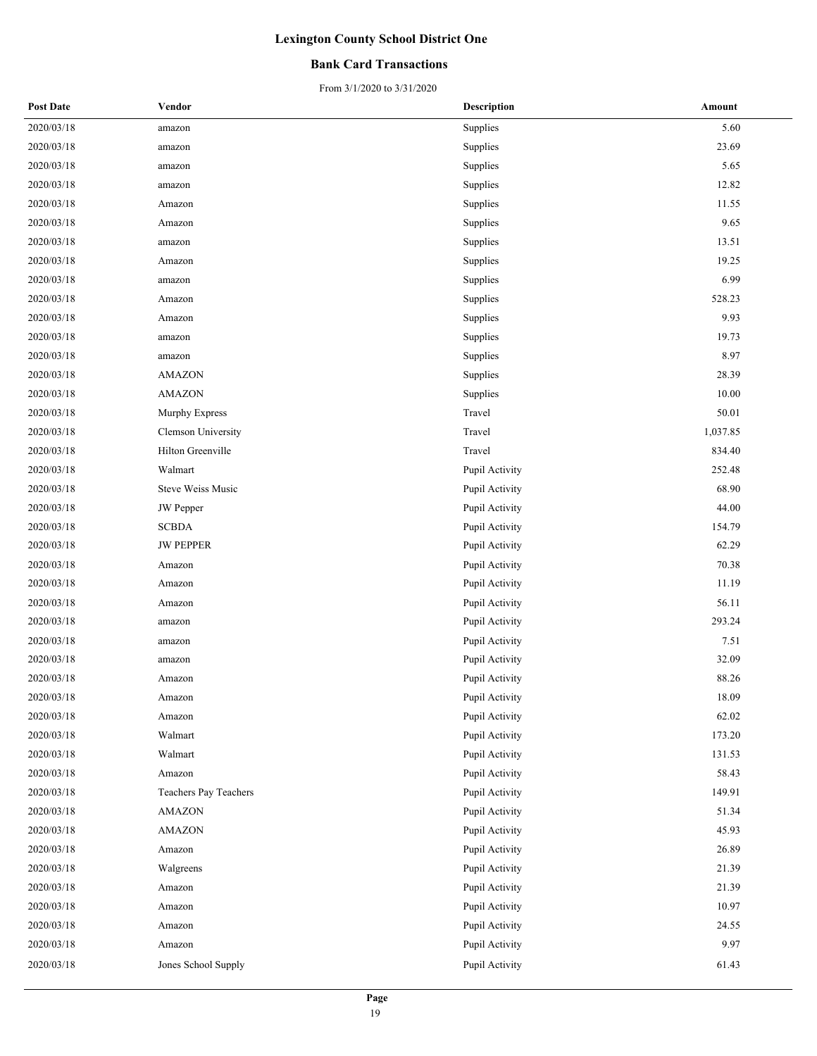# Lexington County School District One

## Bank Card Transactions

From 3/1/2020 to 3/31/2020

| Post Date | Vendor | Description | Amount |
|---|---|---|---|
| 2020/03/18 | amazon | Supplies | 5.60 |
| 2020/03/18 | amazon | Supplies | 23.69 |
| 2020/03/18 | amazon | Supplies | 5.65 |
| 2020/03/18 | amazon | Supplies | 12.82 |
| 2020/03/18 | Amazon | Supplies | 11.55 |
| 2020/03/18 | Amazon | Supplies | 9.65 |
| 2020/03/18 | amazon | Supplies | 13.51 |
| 2020/03/18 | Amazon | Supplies | 19.25 |
| 2020/03/18 | amazon | Supplies | 6.99 |
| 2020/03/18 | Amazon | Supplies | 528.23 |
| 2020/03/18 | Amazon | Supplies | 9.93 |
| 2020/03/18 | amazon | Supplies | 19.73 |
| 2020/03/18 | amazon | Supplies | 8.97 |
| 2020/03/18 | AMAZON | Supplies | 28.39 |
| 2020/03/18 | AMAZON | Supplies | 10.00 |
| 2020/03/18 | Murphy Express | Travel | 50.01 |
| 2020/03/18 | Clemson University | Travel | 1,037.85 |
| 2020/03/18 | Hilton Greenville | Travel | 834.40 |
| 2020/03/18 | Walmart | Pupil Activity | 252.48 |
| 2020/03/18 | Steve Weiss Music | Pupil Activity | 68.90 |
| 2020/03/18 | JW Pepper | Pupil Activity | 44.00 |
| 2020/03/18 | SCBDA | Pupil Activity | 154.79 |
| 2020/03/18 | JW PEPPER | Pupil Activity | 62.29 |
| 2020/03/18 | Amazon | Pupil Activity | 70.38 |
| 2020/03/18 | Amazon | Pupil Activity | 11.19 |
| 2020/03/18 | Amazon | Pupil Activity | 56.11 |
| 2020/03/18 | amazon | Pupil Activity | 293.24 |
| 2020/03/18 | amazon | Pupil Activity | 7.51 |
| 2020/03/18 | amazon | Pupil Activity | 32.09 |
| 2020/03/18 | Amazon | Pupil Activity | 88.26 |
| 2020/03/18 | Amazon | Pupil Activity | 18.09 |
| 2020/03/18 | Amazon | Pupil Activity | 62.02 |
| 2020/03/18 | Walmart | Pupil Activity | 173.20 |
| 2020/03/18 | Walmart | Pupil Activity | 131.53 |
| 2020/03/18 | Amazon | Pupil Activity | 58.43 |
| 2020/03/18 | Teachers Pay Teachers | Pupil Activity | 149.91 |
| 2020/03/18 | AMAZON | Pupil Activity | 51.34 |
| 2020/03/18 | AMAZON | Pupil Activity | 45.93 |
| 2020/03/18 | Amazon | Pupil Activity | 26.89 |
| 2020/03/18 | Walgreens | Pupil Activity | 21.39 |
| 2020/03/18 | Amazon | Pupil Activity | 21.39 |
| 2020/03/18 | Amazon | Pupil Activity | 10.97 |
| 2020/03/18 | Amazon | Pupil Activity | 24.55 |
| 2020/03/18 | Amazon | Pupil Activity | 9.97 |
| 2020/03/18 | Jones School Supply | Pupil Activity | 61.43 |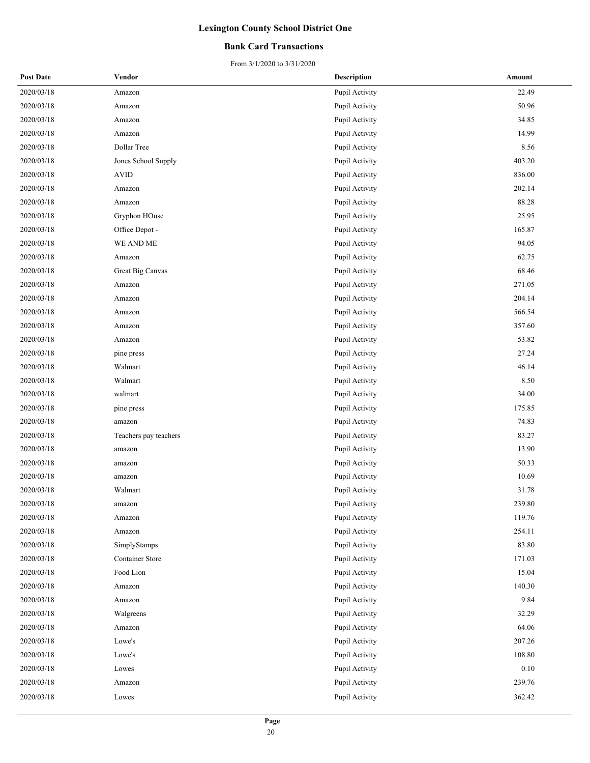# Lexington County School District One

## Bank Card Transactions

From 3/1/2020 to 3/31/2020

| Post Date | Vendor | Description | Amount |
|---|---|---|---|
| 2020/03/18 | Amazon | Pupil Activity | 22.49 |
| 2020/03/18 | Amazon | Pupil Activity | 50.96 |
| 2020/03/18 | Amazon | Pupil Activity | 34.85 |
| 2020/03/18 | Amazon | Pupil Activity | 14.99 |
| 2020/03/18 | Dollar Tree | Pupil Activity | 8.56 |
| 2020/03/18 | Jones School Supply | Pupil Activity | 403.20 |
| 2020/03/18 | AVID | Pupil Activity | 836.00 |
| 2020/03/18 | Amazon | Pupil Activity | 202.14 |
| 2020/03/18 | Amazon | Pupil Activity | 88.28 |
| 2020/03/18 | Gryphon HOuse | Pupil Activity | 25.95 |
| 2020/03/18 | Office Depot - | Pupil Activity | 165.87 |
| 2020/03/18 | WE AND ME | Pupil Activity | 94.05 |
| 2020/03/18 | Amazon | Pupil Activity | 62.75 |
| 2020/03/18 | Great Big Canvas | Pupil Activity | 68.46 |
| 2020/03/18 | Amazon | Pupil Activity | 271.05 |
| 2020/03/18 | Amazon | Pupil Activity | 204.14 |
| 2020/03/18 | Amazon | Pupil Activity | 566.54 |
| 2020/03/18 | Amazon | Pupil Activity | 357.60 |
| 2020/03/18 | Amazon | Pupil Activity | 53.82 |
| 2020/03/18 | pine press | Pupil Activity | 27.24 |
| 2020/03/18 | Walmart | Pupil Activity | 46.14 |
| 2020/03/18 | Walmart | Pupil Activity | 8.50 |
| 2020/03/18 | walmart | Pupil Activity | 34.00 |
| 2020/03/18 | pine press | Pupil Activity | 175.85 |
| 2020/03/18 | amazon | Pupil Activity | 74.83 |
| 2020/03/18 | Teachers pay teachers | Pupil Activity | 83.27 |
| 2020/03/18 | amazon | Pupil Activity | 13.90 |
| 2020/03/18 | amazon | Pupil Activity | 50.33 |
| 2020/03/18 | amazon | Pupil Activity | 10.69 |
| 2020/03/18 | Walmart | Pupil Activity | 31.78 |
| 2020/03/18 | amazon | Pupil Activity | 239.80 |
| 2020/03/18 | Amazon | Pupil Activity | 119.76 |
| 2020/03/18 | Amazon | Pupil Activity | 254.11 |
| 2020/03/18 | SimplyStamps | Pupil Activity | 83.80 |
| 2020/03/18 | Container Store | Pupil Activity | 171.03 |
| 2020/03/18 | Food Lion | Pupil Activity | 15.04 |
| 2020/03/18 | Amazon | Pupil Activity | 140.30 |
| 2020/03/18 | Amazon | Pupil Activity | 9.84 |
| 2020/03/18 | Walgreens | Pupil Activity | 32.29 |
| 2020/03/18 | Amazon | Pupil Activity | 64.06 |
| 2020/03/18 | Lowe's | Pupil Activity | 207.26 |
| 2020/03/18 | Lowe's | Pupil Activity | 108.80 |
| 2020/03/18 | Lowes | Pupil Activity | 0.10 |
| 2020/03/18 | Amazon | Pupil Activity | 239.76 |
| 2020/03/18 | Lowes | Pupil Activity | 362.42 |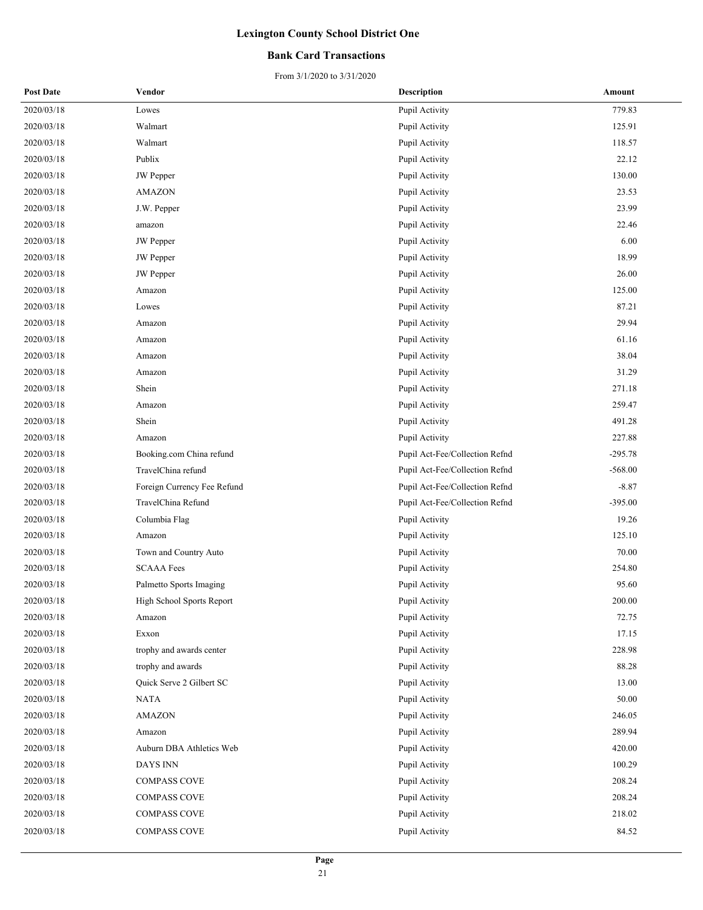# Lexington County School District One

## Bank Card Transactions

From 3/1/2020 to 3/31/2020

| Post Date | Vendor | Description | Amount |
|---|---|---|---|
| 2020/03/18 | Lowes | Pupil Activity | 779.83 |
| 2020/03/18 | Walmart | Pupil Activity | 125.91 |
| 2020/03/18 | Walmart | Pupil Activity | 118.57 |
| 2020/03/18 | Publix | Pupil Activity | 22.12 |
| 2020/03/18 | JW Pepper | Pupil Activity | 130.00 |
| 2020/03/18 | AMAZON | Pupil Activity | 23.53 |
| 2020/03/18 | J.W. Pepper | Pupil Activity | 23.99 |
| 2020/03/18 | amazon | Pupil Activity | 22.46 |
| 2020/03/18 | JW Pepper | Pupil Activity | 6.00 |
| 2020/03/18 | JW Pepper | Pupil Activity | 18.99 |
| 2020/03/18 | JW Pepper | Pupil Activity | 26.00 |
| 2020/03/18 | Amazon | Pupil Activity | 125.00 |
| 2020/03/18 | Lowes | Pupil Activity | 87.21 |
| 2020/03/18 | Amazon | Pupil Activity | 29.94 |
| 2020/03/18 | Amazon | Pupil Activity | 61.16 |
| 2020/03/18 | Amazon | Pupil Activity | 38.04 |
| 2020/03/18 | Amazon | Pupil Activity | 31.29 |
| 2020/03/18 | Shein | Pupil Activity | 271.18 |
| 2020/03/18 | Amazon | Pupil Activity | 259.47 |
| 2020/03/18 | Shein | Pupil Activity | 491.28 |
| 2020/03/18 | Amazon | Pupil Activity | 227.88 |
| 2020/03/18 | Booking.com China refund | Pupil Act-Fee/Collection Refnd | -295.78 |
| 2020/03/18 | TravelChina refund | Pupil Act-Fee/Collection Refnd | -568.00 |
| 2020/03/18 | Foreign Currency Fee Refund | Pupil Act-Fee/Collection Refnd | -8.87 |
| 2020/03/18 | TravelChina Refund | Pupil Act-Fee/Collection Refnd | -395.00 |
| 2020/03/18 | Columbia Flag | Pupil Activity | 19.26 |
| 2020/03/18 | Amazon | Pupil Activity | 125.10 |
| 2020/03/18 | Town and Country Auto | Pupil Activity | 70.00 |
| 2020/03/18 | SCAAA Fees | Pupil Activity | 254.80 |
| 2020/03/18 | Palmetto Sports Imaging | Pupil Activity | 95.60 |
| 2020/03/18 | High School Sports Report | Pupil Activity | 200.00 |
| 2020/03/18 | Amazon | Pupil Activity | 72.75 |
| 2020/03/18 | Exxon | Pupil Activity | 17.15 |
| 2020/03/18 | trophy and awards center | Pupil Activity | 228.98 |
| 2020/03/18 | trophy and awards | Pupil Activity | 88.28 |
| 2020/03/18 | Quick Serve 2 Gilbert SC | Pupil Activity | 13.00 |
| 2020/03/18 | NATA | Pupil Activity | 50.00 |
| 2020/03/18 | AMAZON | Pupil Activity | 246.05 |
| 2020/03/18 | Amazon | Pupil Activity | 289.94 |
| 2020/03/18 | Auburn DBA Athletics Web | Pupil Activity | 420.00 |
| 2020/03/18 | DAYS INN | Pupil Activity | 100.29 |
| 2020/03/18 | COMPASS COVE | Pupil Activity | 208.24 |
| 2020/03/18 | COMPASS COVE | Pupil Activity | 208.24 |
| 2020/03/18 | COMPASS COVE | Pupil Activity | 218.02 |
| 2020/03/18 | COMPASS COVE | Pupil Activity | 84.52 |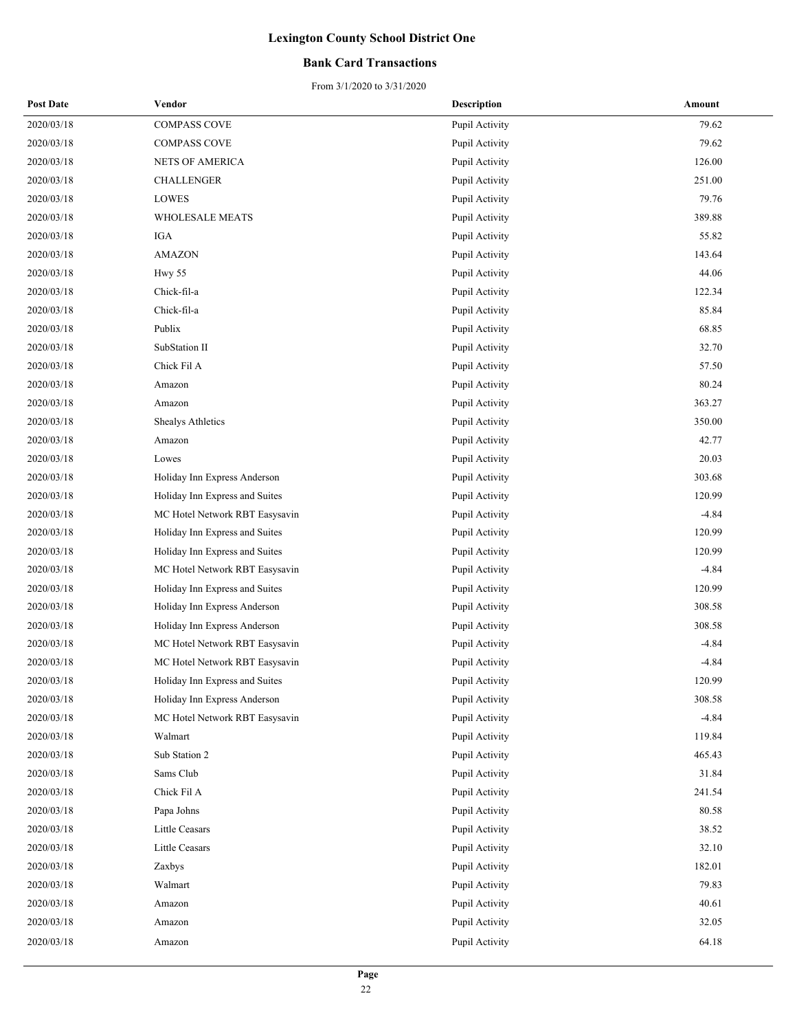# Lexington County School District One

## Bank Card Transactions

From 3/1/2020 to 3/31/2020

| Post Date | Vendor | Description | Amount |
|---|---|---|---|
| 2020/03/18 | COMPASS COVE | Pupil Activity | 79.62 |
| 2020/03/18 | COMPASS COVE | Pupil Activity | 79.62 |
| 2020/03/18 | NETS OF AMERICA | Pupil Activity | 126.00 |
| 2020/03/18 | CHALLENGER | Pupil Activity | 251.00 |
| 2020/03/18 | LOWES | Pupil Activity | 79.76 |
| 2020/03/18 | WHOLESALE MEATS | Pupil Activity | 389.88 |
| 2020/03/18 | IGA | Pupil Activity | 55.82 |
| 2020/03/18 | AMAZON | Pupil Activity | 143.64 |
| 2020/03/18 | Hwy 55 | Pupil Activity | 44.06 |
| 2020/03/18 | Chick-fil-a | Pupil Activity | 122.34 |
| 2020/03/18 | Chick-fil-a | Pupil Activity | 85.84 |
| 2020/03/18 | Publix | Pupil Activity | 68.85 |
| 2020/03/18 | SubStation II | Pupil Activity | 32.70 |
| 2020/03/18 | Chick Fil A | Pupil Activity | 57.50 |
| 2020/03/18 | Amazon | Pupil Activity | 80.24 |
| 2020/03/18 | Amazon | Pupil Activity | 363.27 |
| 2020/03/18 | Shealys Athletics | Pupil Activity | 350.00 |
| 2020/03/18 | Amazon | Pupil Activity | 42.77 |
| 2020/03/18 | Lowes | Pupil Activity | 20.03 |
| 2020/03/18 | Holiday Inn Express Anderson | Pupil Activity | 303.68 |
| 2020/03/18 | Holiday Inn Express and Suites | Pupil Activity | 120.99 |
| 2020/03/18 | MC Hotel Network RBT Easysavin | Pupil Activity | -4.84 |
| 2020/03/18 | Holiday Inn Express and Suites | Pupil Activity | 120.99 |
| 2020/03/18 | Holiday Inn Express and Suites | Pupil Activity | 120.99 |
| 2020/03/18 | MC Hotel Network RBT Easysavin | Pupil Activity | -4.84 |
| 2020/03/18 | Holiday Inn Express and Suites | Pupil Activity | 120.99 |
| 2020/03/18 | Holiday Inn Express Anderson | Pupil Activity | 308.58 |
| 2020/03/18 | Holiday Inn Express Anderson | Pupil Activity | 308.58 |
| 2020/03/18 | MC Hotel Network RBT Easysavin | Pupil Activity | -4.84 |
| 2020/03/18 | MC Hotel Network RBT Easysavin | Pupil Activity | -4.84 |
| 2020/03/18 | Holiday Inn Express and Suites | Pupil Activity | 120.99 |
| 2020/03/18 | Holiday Inn Express Anderson | Pupil Activity | 308.58 |
| 2020/03/18 | MC Hotel Network RBT Easysavin | Pupil Activity | -4.84 |
| 2020/03/18 | Walmart | Pupil Activity | 119.84 |
| 2020/03/18 | Sub Station 2 | Pupil Activity | 465.43 |
| 2020/03/18 | Sams Club | Pupil Activity | 31.84 |
| 2020/03/18 | Chick Fil A | Pupil Activity | 241.54 |
| 2020/03/18 | Papa Johns | Pupil Activity | 80.58 |
| 2020/03/18 | Little Ceasars | Pupil Activity | 38.52 |
| 2020/03/18 | Little Ceasars | Pupil Activity | 32.10 |
| 2020/03/18 | Zaxbys | Pupil Activity | 182.01 |
| 2020/03/18 | Walmart | Pupil Activity | 79.83 |
| 2020/03/18 | Amazon | Pupil Activity | 40.61 |
| 2020/03/18 | Amazon | Pupil Activity | 32.05 |
| 2020/03/18 | Amazon | Pupil Activity | 64.18 |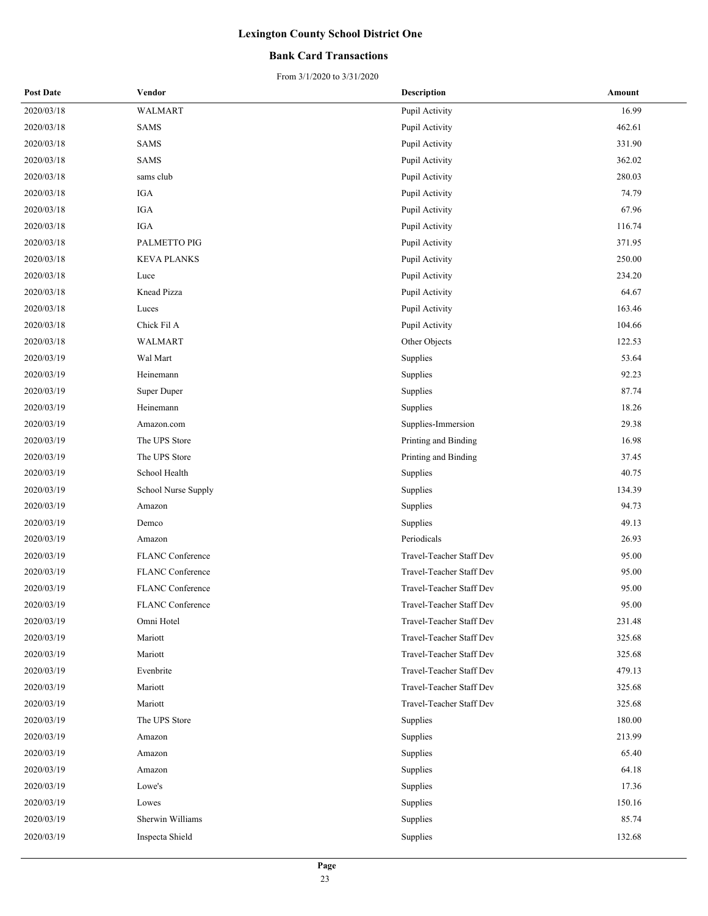# Lexington County School District One

## Bank Card Transactions

From 3/1/2020 to 3/31/2020

| Post Date | Vendor | Description | Amount |
|---|---|---|---|
| 2020/03/18 | WALMART | Pupil Activity | 16.99 |
| 2020/03/18 | SAMS | Pupil Activity | 462.61 |
| 2020/03/18 | SAMS | Pupil Activity | 331.90 |
| 2020/03/18 | SAMS | Pupil Activity | 362.02 |
| 2020/03/18 | sams club | Pupil Activity | 280.03 |
| 2020/03/18 | IGA | Pupil Activity | 74.79 |
| 2020/03/18 | IGA | Pupil Activity | 67.96 |
| 2020/03/18 | IGA | Pupil Activity | 116.74 |
| 2020/03/18 | PALMETTO PIG | Pupil Activity | 371.95 |
| 2020/03/18 | KEVA PLANKS | Pupil Activity | 250.00 |
| 2020/03/18 | Luce | Pupil Activity | 234.20 |
| 2020/03/18 | Knead Pizza | Pupil Activity | 64.67 |
| 2020/03/18 | Luces | Pupil Activity | 163.46 |
| 2020/03/18 | Chick Fil A | Pupil Activity | 104.66 |
| 2020/03/18 | WALMART | Other Objects | 122.53 |
| 2020/03/19 | Wal Mart | Supplies | 53.64 |
| 2020/03/19 | Heinemann | Supplies | 92.23 |
| 2020/03/19 | Super Duper | Supplies | 87.74 |
| 2020/03/19 | Heinemann | Supplies | 18.26 |
| 2020/03/19 | Amazon.com | Supplies-Immersion | 29.38 |
| 2020/03/19 | The UPS Store | Printing and Binding | 16.98 |
| 2020/03/19 | The UPS Store | Printing and Binding | 37.45 |
| 2020/03/19 | School Health | Supplies | 40.75 |
| 2020/03/19 | School Nurse Supply | Supplies | 134.39 |
| 2020/03/19 | Amazon | Supplies | 94.73 |
| 2020/03/19 | Demco | Supplies | 49.13 |
| 2020/03/19 | Amazon | Periodicals | 26.93 |
| 2020/03/19 | FLANC Conference | Travel-Teacher Staff Dev | 95.00 |
| 2020/03/19 | FLANC Conference | Travel-Teacher Staff Dev | 95.00 |
| 2020/03/19 | FLANC Conference | Travel-Teacher Staff Dev | 95.00 |
| 2020/03/19 | FLANC Conference | Travel-Teacher Staff Dev | 95.00 |
| 2020/03/19 | Omni Hotel | Travel-Teacher Staff Dev | 231.48 |
| 2020/03/19 | Mariott | Travel-Teacher Staff Dev | 325.68 |
| 2020/03/19 | Mariott | Travel-Teacher Staff Dev | 325.68 |
| 2020/03/19 | Evenbrite | Travel-Teacher Staff Dev | 479.13 |
| 2020/03/19 | Mariott | Travel-Teacher Staff Dev | 325.68 |
| 2020/03/19 | Mariott | Travel-Teacher Staff Dev | 325.68 |
| 2020/03/19 | The UPS Store | Supplies | 180.00 |
| 2020/03/19 | Amazon | Supplies | 213.99 |
| 2020/03/19 | Amazon | Supplies | 65.40 |
| 2020/03/19 | Amazon | Supplies | 64.18 |
| 2020/03/19 | Lowe's | Supplies | 17.36 |
| 2020/03/19 | Lowes | Supplies | 150.16 |
| 2020/03/19 | Sherwin Williams | Supplies | 85.74 |
| 2020/03/19 | Inspecta Shield | Supplies | 132.68 |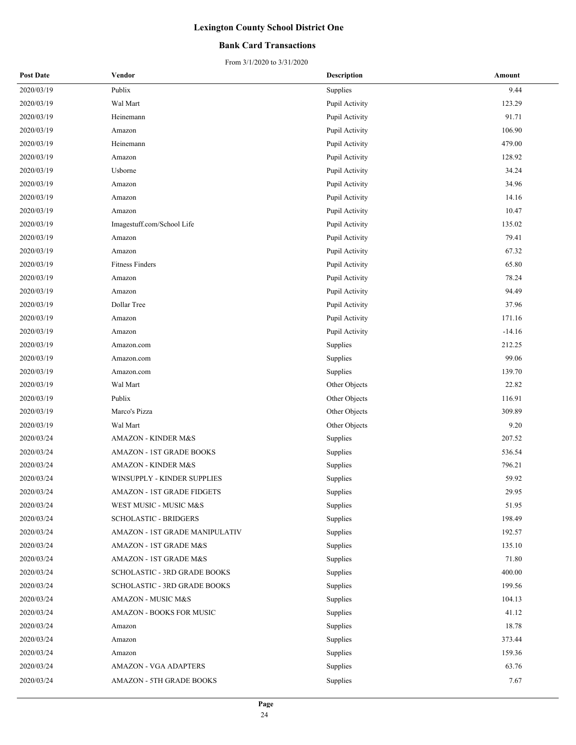# Lexington County School District One

## Bank Card Transactions

From 3/1/2020 to 3/31/2020

| Post Date | Vendor | Description | Amount |
|---|---|---|---|
| 2020/03/19 | Publix | Supplies | 9.44 |
| 2020/03/19 | Wal Mart | Pupil Activity | 123.29 |
| 2020/03/19 | Heinemann | Pupil Activity | 91.71 |
| 2020/03/19 | Amazon | Pupil Activity | 106.90 |
| 2020/03/19 | Heinemann | Pupil Activity | 479.00 |
| 2020/03/19 | Amazon | Pupil Activity | 128.92 |
| 2020/03/19 | Usborne | Pupil Activity | 34.24 |
| 2020/03/19 | Amazon | Pupil Activity | 34.96 |
| 2020/03/19 | Amazon | Pupil Activity | 14.16 |
| 2020/03/19 | Amazon | Pupil Activity | 10.47 |
| 2020/03/19 | Imagestuff.com/School Life | Pupil Activity | 135.02 |
| 2020/03/19 | Amazon | Pupil Activity | 79.41 |
| 2020/03/19 | Amazon | Pupil Activity | 67.32 |
| 2020/03/19 | Fitness Finders | Pupil Activity | 65.80 |
| 2020/03/19 | Amazon | Pupil Activity | 78.24 |
| 2020/03/19 | Amazon | Pupil Activity | 94.49 |
| 2020/03/19 | Dollar Tree | Pupil Activity | 37.96 |
| 2020/03/19 | Amazon | Pupil Activity | 171.16 |
| 2020/03/19 | Amazon | Pupil Activity | -14.16 |
| 2020/03/19 | Amazon.com | Supplies | 212.25 |
| 2020/03/19 | Amazon.com | Supplies | 99.06 |
| 2020/03/19 | Amazon.com | Supplies | 139.70 |
| 2020/03/19 | Wal Mart | Other Objects | 22.82 |
| 2020/03/19 | Publix | Other Objects | 116.91 |
| 2020/03/19 | Marco's Pizza | Other Objects | 309.89 |
| 2020/03/19 | Wal Mart | Other Objects | 9.20 |
| 2020/03/24 | AMAZON - KINDER M&S | Supplies | 207.52 |
| 2020/03/24 | AMAZON - 1ST GRADE BOOKS | Supplies | 536.54 |
| 2020/03/24 | AMAZON - KINDER M&S | Supplies | 796.21 |
| 2020/03/24 | WINSUPPLY - KINDER SUPPLIES | Supplies | 59.92 |
| 2020/03/24 | AMAZON - 1ST GRADE FIDGETS | Supplies | 29.95 |
| 2020/03/24 | WEST MUSIC - MUSIC M&S | Supplies | 51.95 |
| 2020/03/24 | SCHOLASTIC - BRIDGERS | Supplies | 198.49 |
| 2020/03/24 | AMAZON - 1ST GRADE MANIPULATIV | Supplies | 192.57 |
| 2020/03/24 | AMAZON - 1ST GRADE M&S | Supplies | 135.10 |
| 2020/03/24 | AMAZON - 1ST GRADE M&S | Supplies | 71.80 |
| 2020/03/24 | SCHOLASTIC - 3RD GRADE BOOKS | Supplies | 400.00 |
| 2020/03/24 | SCHOLASTIC - 3RD GRADE BOOKS | Supplies | 199.56 |
| 2020/03/24 | AMAZON - MUSIC M&S | Supplies | 104.13 |
| 2020/03/24 | AMAZON - BOOKS FOR MUSIC | Supplies | 41.12 |
| 2020/03/24 | Amazon | Supplies | 18.78 |
| 2020/03/24 | Amazon | Supplies | 373.44 |
| 2020/03/24 | Amazon | Supplies | 159.36 |
| 2020/03/24 | AMAZON - VGA ADAPTERS | Supplies | 63.76 |
| 2020/03/24 | AMAZON - 5TH GRADE BOOKS | Supplies | 7.67 |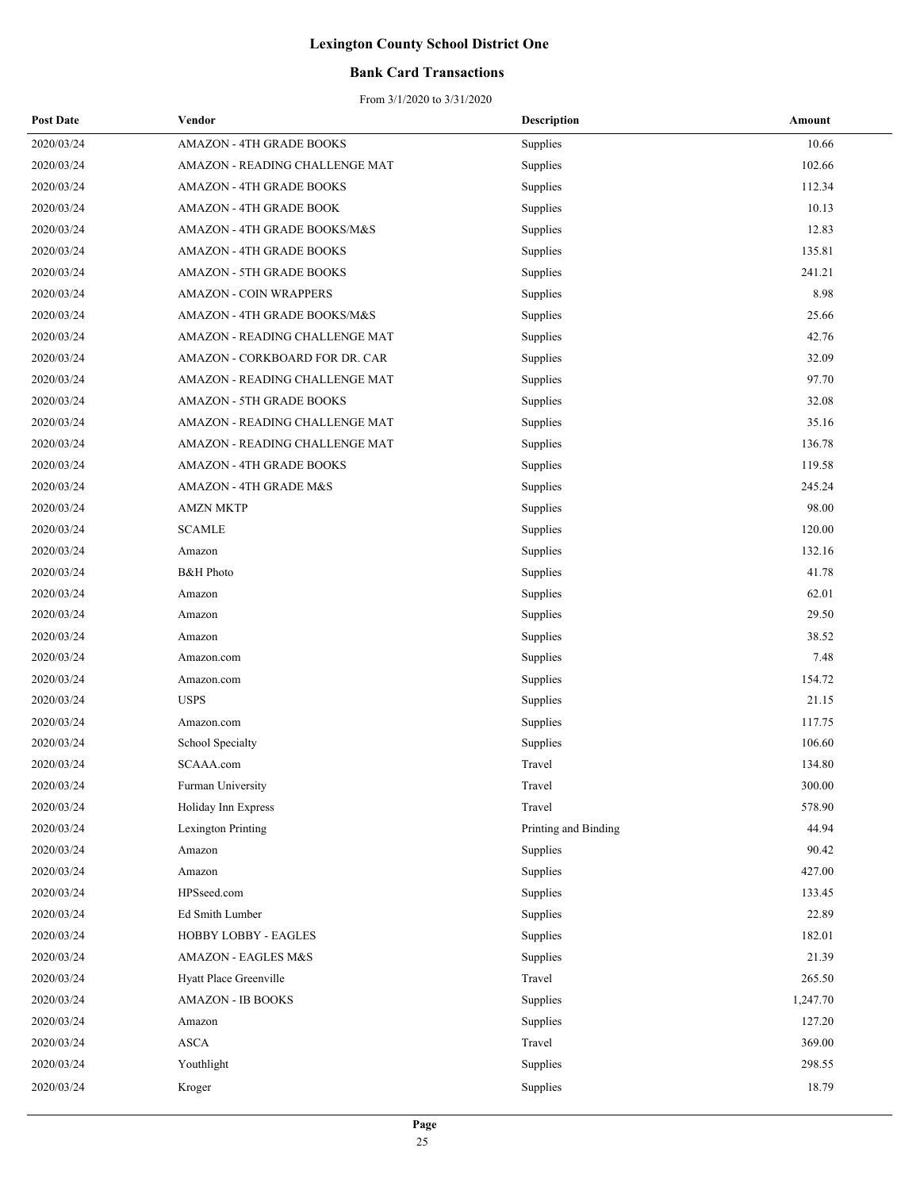# Lexington County School District One

## Bank Card Transactions

From 3/1/2020 to 3/31/2020

| Post Date | Vendor | Description | Amount |
|---|---|---|---|
| 2020/03/24 | AMAZON - 4TH GRADE BOOKS | Supplies | 10.66 |
| 2020/03/24 | AMAZON - READING CHALLENGE MAT | Supplies | 102.66 |
| 2020/03/24 | AMAZON - 4TH GRADE BOOKS | Supplies | 112.34 |
| 2020/03/24 | AMAZON - 4TH GRADE BOOK | Supplies | 10.13 |
| 2020/03/24 | AMAZON - 4TH GRADE BOOKS/M&S | Supplies | 12.83 |
| 2020/03/24 | AMAZON - 4TH GRADE BOOKS | Supplies | 135.81 |
| 2020/03/24 | AMAZON - 5TH GRADE BOOKS | Supplies | 241.21 |
| 2020/03/24 | AMAZON - COIN WRAPPERS | Supplies | 8.98 |
| 2020/03/24 | AMAZON - 4TH GRADE BOOKS/M&S | Supplies | 25.66 |
| 2020/03/24 | AMAZON - READING CHALLENGE MAT | Supplies | 42.76 |
| 2020/03/24 | AMAZON - CORKBOARD FOR DR. CAR | Supplies | 32.09 |
| 2020/03/24 | AMAZON - READING CHALLENGE MAT | Supplies | 97.70 |
| 2020/03/24 | AMAZON - 5TH GRADE BOOKS | Supplies | 32.08 |
| 2020/03/24 | AMAZON - READING CHALLENGE MAT | Supplies | 35.16 |
| 2020/03/24 | AMAZON - READING CHALLENGE MAT | Supplies | 136.78 |
| 2020/03/24 | AMAZON - 4TH GRADE BOOKS | Supplies | 119.58 |
| 2020/03/24 | AMAZON - 4TH GRADE M&S | Supplies | 245.24 |
| 2020/03/24 | AMZN MKTP | Supplies | 98.00 |
| 2020/03/24 | SCAMLE | Supplies | 120.00 |
| 2020/03/24 | Amazon | Supplies | 132.16 |
| 2020/03/24 | B&H Photo | Supplies | 41.78 |
| 2020/03/24 | Amazon | Supplies | 62.01 |
| 2020/03/24 | Amazon | Supplies | 29.50 |
| 2020/03/24 | Amazon | Supplies | 38.52 |
| 2020/03/24 | Amazon.com | Supplies | 7.48 |
| 2020/03/24 | Amazon.com | Supplies | 154.72 |
| 2020/03/24 | USPS | Supplies | 21.15 |
| 2020/03/24 | Amazon.com | Supplies | 117.75 |
| 2020/03/24 | School Specialty | Supplies | 106.60 |
| 2020/03/24 | SCAAA.com | Travel | 134.80 |
| 2020/03/24 | Furman University | Travel | 300.00 |
| 2020/03/24 | Holiday Inn Express | Travel | 578.90 |
| 2020/03/24 | Lexington Printing | Printing and Binding | 44.94 |
| 2020/03/24 | Amazon | Supplies | 90.42 |
| 2020/03/24 | Amazon | Supplies | 427.00 |
| 2020/03/24 | HPSseed.com | Supplies | 133.45 |
| 2020/03/24 | Ed Smith Lumber | Supplies | 22.89 |
| 2020/03/24 | HOBBY LOBBY - EAGLES | Supplies | 182.01 |
| 2020/03/24 | AMAZON - EAGLES M&S | Supplies | 21.39 |
| 2020/03/24 | Hyatt Place Greenville | Travel | 265.50 |
| 2020/03/24 | AMAZON - IB BOOKS | Supplies | 1,247.70 |
| 2020/03/24 | Amazon | Supplies | 127.20 |
| 2020/03/24 | ASCA | Travel | 369.00 |
| 2020/03/24 | Youthlight | Supplies | 298.55 |
| 2020/03/24 | Kroger | Supplies | 18.79 |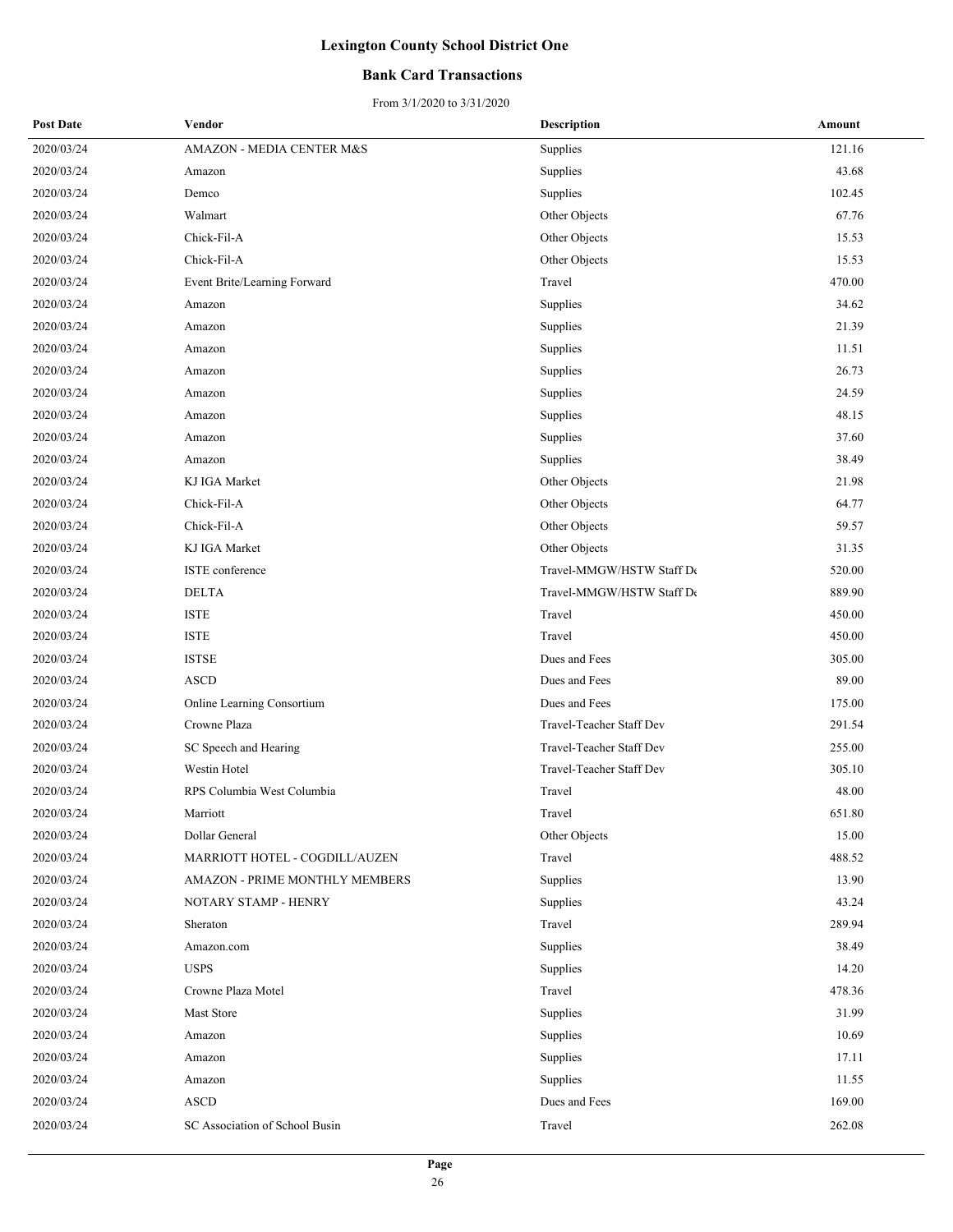# Lexington County School District One

## Bank Card Transactions

From 3/1/2020 to 3/31/2020

| Post Date | Vendor | Description | Amount |
|---|---|---|---|
| 2020/03/24 | AMAZON - MEDIA CENTER M&S | Supplies | 121.16 |
| 2020/03/24 | Amazon | Supplies | 43.68 |
| 2020/03/24 | Demco | Supplies | 102.45 |
| 2020/03/24 | Walmart | Other Objects | 67.76 |
| 2020/03/24 | Chick-Fil-A | Other Objects | 15.53 |
| 2020/03/24 | Chick-Fil-A | Other Objects | 15.53 |
| 2020/03/24 | Event Brite/Learning Forward | Travel | 470.00 |
| 2020/03/24 | Amazon | Supplies | 34.62 |
| 2020/03/24 | Amazon | Supplies | 21.39 |
| 2020/03/24 | Amazon | Supplies | 11.51 |
| 2020/03/24 | Amazon | Supplies | 26.73 |
| 2020/03/24 | Amazon | Supplies | 24.59 |
| 2020/03/24 | Amazon | Supplies | 48.15 |
| 2020/03/24 | Amazon | Supplies | 37.60 |
| 2020/03/24 | Amazon | Supplies | 38.49 |
| 2020/03/24 | KJ IGA Market | Other Objects | 21.98 |
| 2020/03/24 | Chick-Fil-A | Other Objects | 64.77 |
| 2020/03/24 | Chick-Fil-A | Other Objects | 59.57 |
| 2020/03/24 | KJ IGA Market | Other Objects | 31.35 |
| 2020/03/24 | ISTE conference | Travel-MMGW/HSTW Staff De | 520.00 |
| 2020/03/24 | DELTA | Travel-MMGW/HSTW Staff De | 889.90 |
| 2020/03/24 | ISTE | Travel | 450.00 |
| 2020/03/24 | ISTE | Travel | 450.00 |
| 2020/03/24 | ISTSE | Dues and Fees | 305.00 |
| 2020/03/24 | ASCD | Dues and Fees | 89.00 |
| 2020/03/24 | Online Learning Consortium | Dues and Fees | 175.00 |
| 2020/03/24 | Crowne Plaza | Travel-Teacher Staff Dev | 291.54 |
| 2020/03/24 | SC Speech and Hearing | Travel-Teacher Staff Dev | 255.00 |
| 2020/03/24 | Westin Hotel | Travel-Teacher Staff Dev | 305.10 |
| 2020/03/24 | RPS Columbia West Columbia | Travel | 48.00 |
| 2020/03/24 | Marriott | Travel | 651.80 |
| 2020/03/24 | Dollar General | Other Objects | 15.00 |
| 2020/03/24 | MARRIOTT HOTEL - COGDILL/AUZEN | Travel | 488.52 |
| 2020/03/24 | AMAZON - PRIME MONTHLY MEMBERS | Supplies | 13.90 |
| 2020/03/24 | NOTARY STAMP - HENRY | Supplies | 43.24 |
| 2020/03/24 | Sheraton | Travel | 289.94 |
| 2020/03/24 | Amazon.com | Supplies | 38.49 |
| 2020/03/24 | USPS | Supplies | 14.20 |
| 2020/03/24 | Crowne Plaza Motel | Travel | 478.36 |
| 2020/03/24 | Mast Store | Supplies | 31.99 |
| 2020/03/24 | Amazon | Supplies | 10.69 |
| 2020/03/24 | Amazon | Supplies | 17.11 |
| 2020/03/24 | Amazon | Supplies | 11.55 |
| 2020/03/24 | ASCD | Dues and Fees | 169.00 |
| 2020/03/24 | SC Association of School Busin | Travel | 262.08 |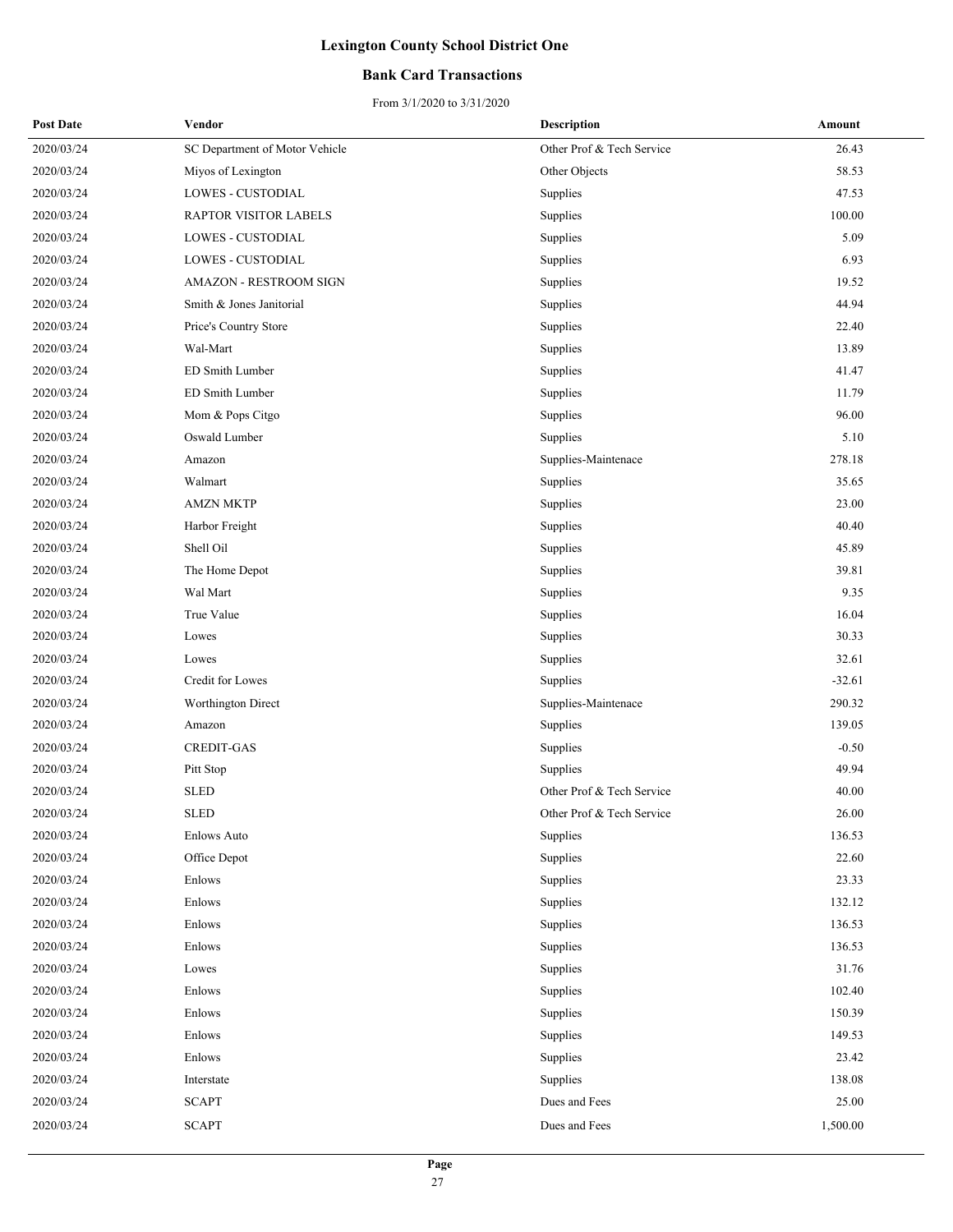# Lexington County School District One

## Bank Card Transactions

From 3/1/2020 to 3/31/2020

| Post Date | Vendor | Description | Amount |
|---|---|---|---|
| 2020/03/24 | SC Department of Motor Vehicle | Other Prof & Tech Service | 26.43 |
| 2020/03/24 | Miyos of Lexington | Other Objects | 58.53 |
| 2020/03/24 | LOWES - CUSTODIAL | Supplies | 47.53 |
| 2020/03/24 | RAPTOR VISITOR LABELS | Supplies | 100.00 |
| 2020/03/24 | LOWES - CUSTODIAL | Supplies | 5.09 |
| 2020/03/24 | LOWES - CUSTODIAL | Supplies | 6.93 |
| 2020/03/24 | AMAZON - RESTROOM SIGN | Supplies | 19.52 |
| 2020/03/24 | Smith & Jones Janitorial | Supplies | 44.94 |
| 2020/03/24 | Price's Country Store | Supplies | 22.40 |
| 2020/03/24 | Wal-Mart | Supplies | 13.89 |
| 2020/03/24 | ED Smith Lumber | Supplies | 41.47 |
| 2020/03/24 | ED Smith Lumber | Supplies | 11.79 |
| 2020/03/24 | Mom & Pops Citgo | Supplies | 96.00 |
| 2020/03/24 | Oswald Lumber | Supplies | 5.10 |
| 2020/03/24 | Amazon | Supplies-Maintenace | 278.18 |
| 2020/03/24 | Walmart | Supplies | 35.65 |
| 2020/03/24 | AMZN MKTP | Supplies | 23.00 |
| 2020/03/24 | Harbor Freight | Supplies | 40.40 |
| 2020/03/24 | Shell Oil | Supplies | 45.89 |
| 2020/03/24 | The Home Depot | Supplies | 39.81 |
| 2020/03/24 | Wal Mart | Supplies | 9.35 |
| 2020/03/24 | True Value | Supplies | 16.04 |
| 2020/03/24 | Lowes | Supplies | 30.33 |
| 2020/03/24 | Lowes | Supplies | 32.61 |
| 2020/03/24 | Credit for Lowes | Supplies | -32.61 |
| 2020/03/24 | Worthington Direct | Supplies-Maintenace | 290.32 |
| 2020/03/24 | Amazon | Supplies | 139.05 |
| 2020/03/24 | CREDIT-GAS | Supplies | -0.50 |
| 2020/03/24 | Pitt Stop | Supplies | 49.94 |
| 2020/03/24 | SLED | Other Prof & Tech Service | 40.00 |
| 2020/03/24 | SLED | Other Prof & Tech Service | 26.00 |
| 2020/03/24 | Enlows Auto | Supplies | 136.53 |
| 2020/03/24 | Office Depot | Supplies | 22.60 |
| 2020/03/24 | Enlows | Supplies | 23.33 |
| 2020/03/24 | Enlows | Supplies | 132.12 |
| 2020/03/24 | Enlows | Supplies | 136.53 |
| 2020/03/24 | Enlows | Supplies | 136.53 |
| 2020/03/24 | Lowes | Supplies | 31.76 |
| 2020/03/24 | Enlows | Supplies | 102.40 |
| 2020/03/24 | Enlows | Supplies | 150.39 |
| 2020/03/24 | Enlows | Supplies | 149.53 |
| 2020/03/24 | Enlows | Supplies | 23.42 |
| 2020/03/24 | Interstate | Supplies | 138.08 |
| 2020/03/24 | SCAPT | Dues and Fees | 25.00 |
| 2020/03/24 | SCAPT | Dues and Fees | 1,500.00 |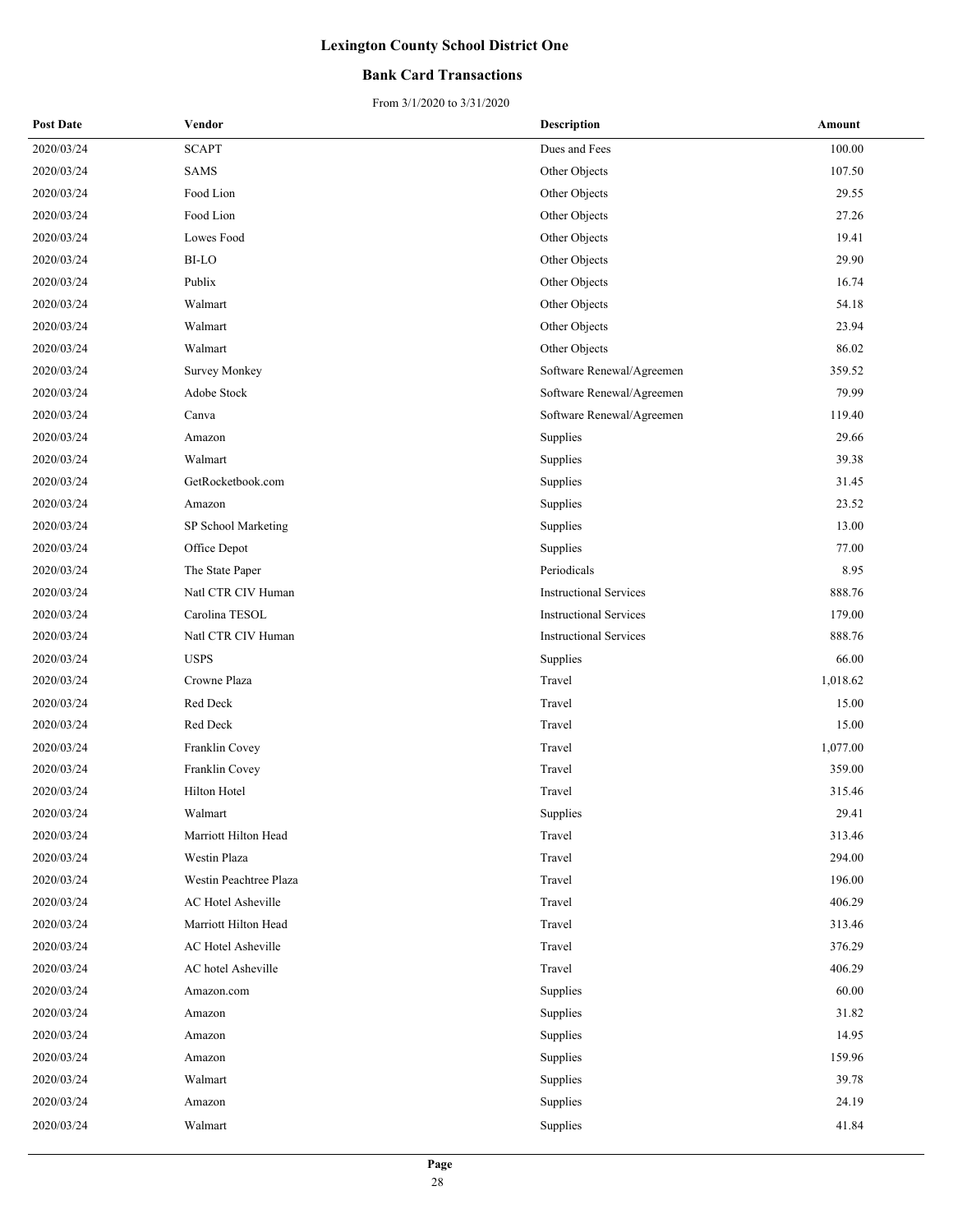# Lexington County School District One

## Bank Card Transactions

From 3/1/2020 to 3/31/2020

| Post Date | Vendor | Description | Amount |
|---|---|---|---|
| 2020/03/24 | SCAPT | Dues and Fees | 100.00 |
| 2020/03/24 | SAMS | Other Objects | 107.50 |
| 2020/03/24 | Food Lion | Other Objects | 29.55 |
| 2020/03/24 | Food Lion | Other Objects | 27.26 |
| 2020/03/24 | Lowes Food | Other Objects | 19.41 |
| 2020/03/24 | BI-LO | Other Objects | 29.90 |
| 2020/03/24 | Publix | Other Objects | 16.74 |
| 2020/03/24 | Walmart | Other Objects | 54.18 |
| 2020/03/24 | Walmart | Other Objects | 23.94 |
| 2020/03/24 | Walmart | Other Objects | 86.02 |
| 2020/03/24 | Survey Monkey | Software Renewal/Agreemen | 359.52 |
| 2020/03/24 | Adobe Stock | Software Renewal/Agreemen | 79.99 |
| 2020/03/24 | Canva | Software Renewal/Agreemen | 119.40 |
| 2020/03/24 | Amazon | Supplies | 29.66 |
| 2020/03/24 | Walmart | Supplies | 39.38 |
| 2020/03/24 | GetRocketbook.com | Supplies | 31.45 |
| 2020/03/24 | Amazon | Supplies | 23.52 |
| 2020/03/24 | SP School Marketing | Supplies | 13.00 |
| 2020/03/24 | Office Depot | Supplies | 77.00 |
| 2020/03/24 | The State Paper | Periodicals | 8.95 |
| 2020/03/24 | Natl CTR CIV Human | Instructional Services | 888.76 |
| 2020/03/24 | Carolina TESOL | Instructional Services | 179.00 |
| 2020/03/24 | Natl CTR CIV Human | Instructional Services | 888.76 |
| 2020/03/24 | USPS | Supplies | 66.00 |
| 2020/03/24 | Crowne Plaza | Travel | 1,018.62 |
| 2020/03/24 | Red Deck | Travel | 15.00 |
| 2020/03/24 | Red Deck | Travel | 15.00 |
| 2020/03/24 | Franklin Covey | Travel | 1,077.00 |
| 2020/03/24 | Franklin Covey | Travel | 359.00 |
| 2020/03/24 | Hilton Hotel | Travel | 315.46 |
| 2020/03/24 | Walmart | Supplies | 29.41 |
| 2020/03/24 | Marriott Hilton Head | Travel | 313.46 |
| 2020/03/24 | Westin Plaza | Travel | 294.00 |
| 2020/03/24 | Westin Peachtree Plaza | Travel | 196.00 |
| 2020/03/24 | AC Hotel Asheville | Travel | 406.29 |
| 2020/03/24 | Marriott Hilton Head | Travel | 313.46 |
| 2020/03/24 | AC Hotel Asheville | Travel | 376.29 |
| 2020/03/24 | AC hotel Asheville | Travel | 406.29 |
| 2020/03/24 | Amazon.com | Supplies | 60.00 |
| 2020/03/24 | Amazon | Supplies | 31.82 |
| 2020/03/24 | Amazon | Supplies | 14.95 |
| 2020/03/24 | Amazon | Supplies | 159.96 |
| 2020/03/24 | Walmart | Supplies | 39.78 |
| 2020/03/24 | Amazon | Supplies | 24.19 |
| 2020/03/24 | Walmart | Supplies | 41.84 |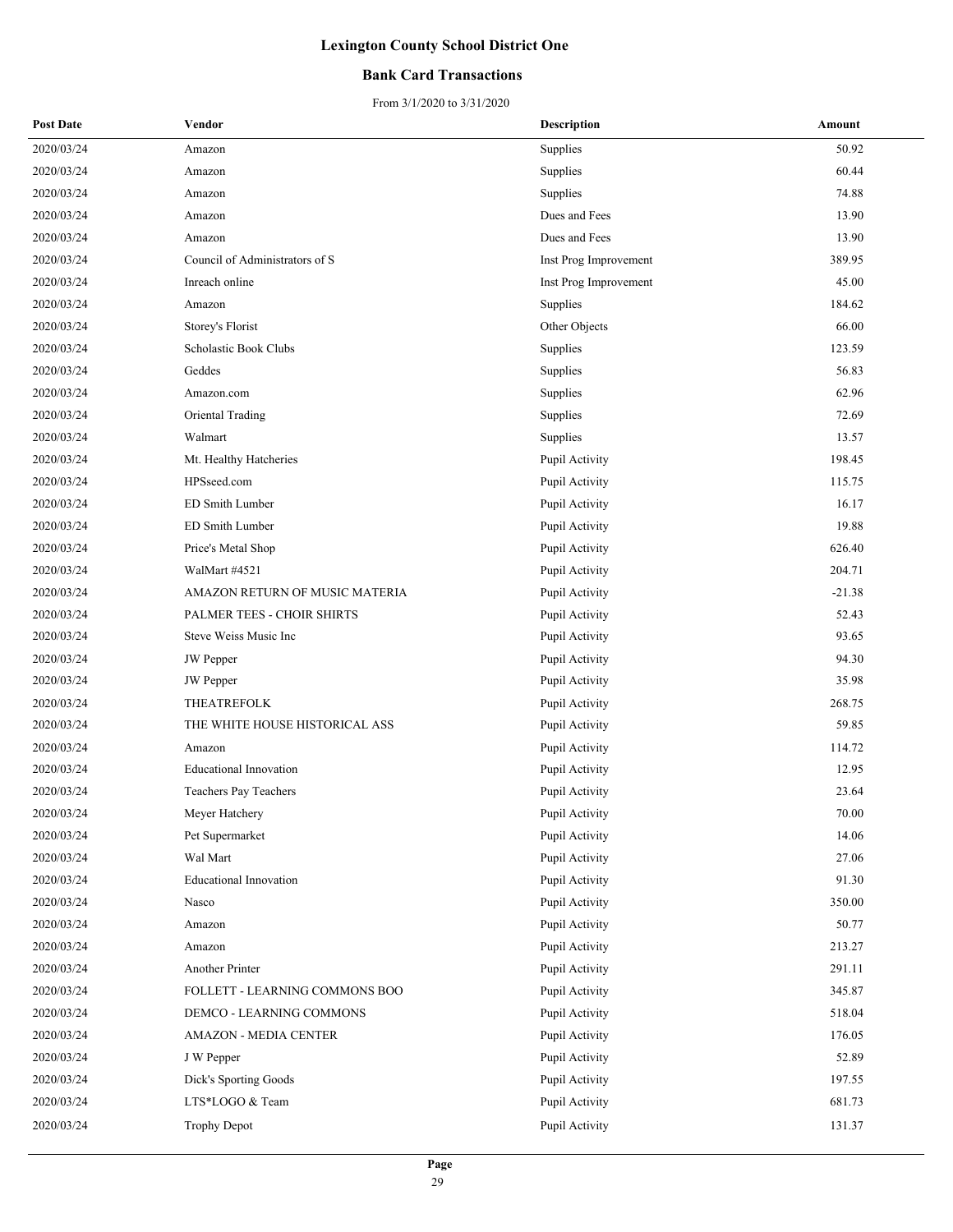# Lexington County School District One

## Bank Card Transactions

From 3/1/2020 to 3/31/2020

| Post Date | Vendor | Description | Amount |
|---|---|---|---|
| 2020/03/24 | Amazon | Supplies | 50.92 |
| 2020/03/24 | Amazon | Supplies | 60.44 |
| 2020/03/24 | Amazon | Supplies | 74.88 |
| 2020/03/24 | Amazon | Dues and Fees | 13.90 |
| 2020/03/24 | Amazon | Dues and Fees | 13.90 |
| 2020/03/24 | Council of Administrators of S | Inst Prog Improvement | 389.95 |
| 2020/03/24 | Inreach online | Inst Prog Improvement | 45.00 |
| 2020/03/24 | Amazon | Supplies | 184.62 |
| 2020/03/24 | Storey's Florist | Other Objects | 66.00 |
| 2020/03/24 | Scholastic Book Clubs | Supplies | 123.59 |
| 2020/03/24 | Geddes | Supplies | 56.83 |
| 2020/03/24 | Amazon.com | Supplies | 62.96 |
| 2020/03/24 | Oriental Trading | Supplies | 72.69 |
| 2020/03/24 | Walmart | Supplies | 13.57 |
| 2020/03/24 | Mt. Healthy Hatcheries | Pupil Activity | 198.45 |
| 2020/03/24 | HPSseed.com | Pupil Activity | 115.75 |
| 2020/03/24 | ED Smith Lumber | Pupil Activity | 16.17 |
| 2020/03/24 | ED Smith Lumber | Pupil Activity | 19.88 |
| 2020/03/24 | Price's Metal Shop | Pupil Activity | 626.40 |
| 2020/03/24 | WalMart #4521 | Pupil Activity | 204.71 |
| 2020/03/24 | AMAZON RETURN OF MUSIC MATERIA | Pupil Activity | -21.38 |
| 2020/03/24 | PALMER TEES - CHOIR SHIRTS | Pupil Activity | 52.43 |
| 2020/03/24 | Steve Weiss Music Inc | Pupil Activity | 93.65 |
| 2020/03/24 | JW Pepper | Pupil Activity | 94.30 |
| 2020/03/24 | JW Pepper | Pupil Activity | 35.98 |
| 2020/03/24 | THEATREFOLK | Pupil Activity | 268.75 |
| 2020/03/24 | THE WHITE HOUSE HISTORICAL ASS | Pupil Activity | 59.85 |
| 2020/03/24 | Amazon | Pupil Activity | 114.72 |
| 2020/03/24 | Educational Innovation | Pupil Activity | 12.95 |
| 2020/03/24 | Teachers Pay Teachers | Pupil Activity | 23.64 |
| 2020/03/24 | Meyer Hatchery | Pupil Activity | 70.00 |
| 2020/03/24 | Pet Supermarket | Pupil Activity | 14.06 |
| 2020/03/24 | Wal Mart | Pupil Activity | 27.06 |
| 2020/03/24 | Educational Innovation | Pupil Activity | 91.30 |
| 2020/03/24 | Nasco | Pupil Activity | 350.00 |
| 2020/03/24 | Amazon | Pupil Activity | 50.77 |
| 2020/03/24 | Amazon | Pupil Activity | 213.27 |
| 2020/03/24 | Another Printer | Pupil Activity | 291.11 |
| 2020/03/24 | FOLLETT - LEARNING COMMONS BOO | Pupil Activity | 345.87 |
| 2020/03/24 | DEMCO - LEARNING COMMONS | Pupil Activity | 518.04 |
| 2020/03/24 | AMAZON - MEDIA CENTER | Pupil Activity | 176.05 |
| 2020/03/24 | J W Pepper | Pupil Activity | 52.89 |
| 2020/03/24 | Dick's Sporting Goods | Pupil Activity | 197.55 |
| 2020/03/24 | LTS*LOGO & Team | Pupil Activity | 681.73 |
| 2020/03/24 | Trophy Depot | Pupil Activity | 131.37 |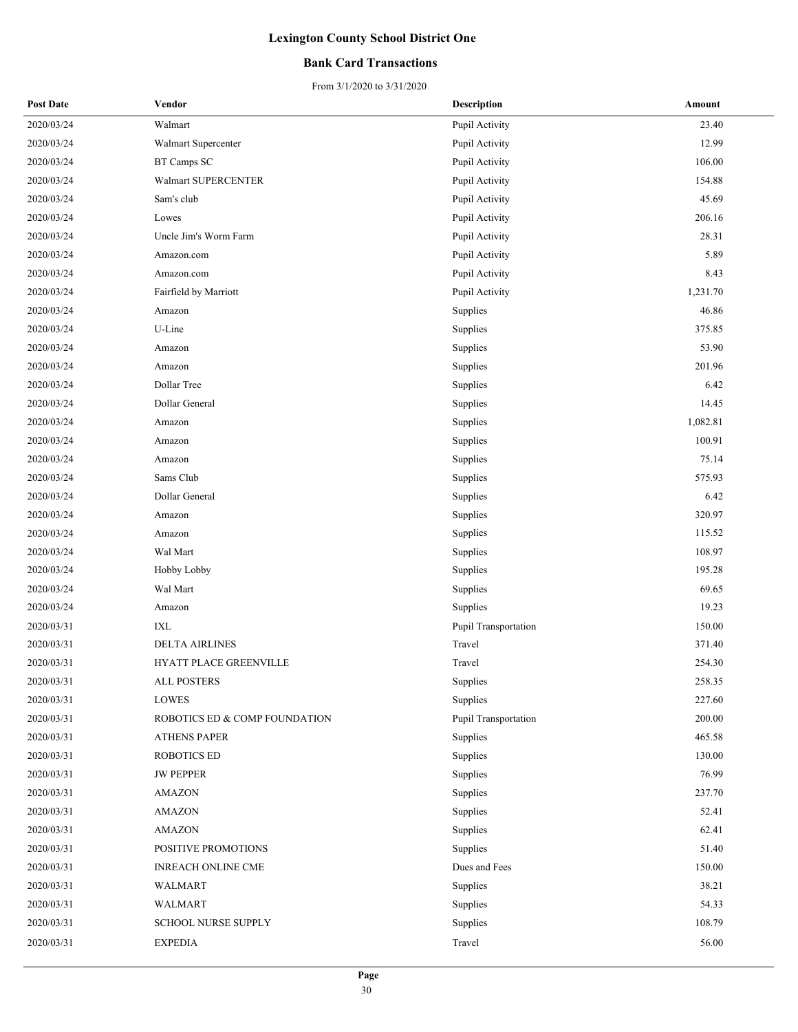# Lexington County School District One

## Bank Card Transactions

From 3/1/2020 to 3/31/2020

| Post Date | Vendor | Description | Amount |
|---|---|---|---|
| 2020/03/24 | Walmart | Pupil Activity | 23.40 |
| 2020/03/24 | Walmart Supercenter | Pupil Activity | 12.99 |
| 2020/03/24 | BT Camps SC | Pupil Activity | 106.00 |
| 2020/03/24 | Walmart SUPERCENTER | Pupil Activity | 154.88 |
| 2020/03/24 | Sam's club | Pupil Activity | 45.69 |
| 2020/03/24 | Lowes | Pupil Activity | 206.16 |
| 2020/03/24 | Uncle Jim's Worm Farm | Pupil Activity | 28.31 |
| 2020/03/24 | Amazon.com | Pupil Activity | 5.89 |
| 2020/03/24 | Amazon.com | Pupil Activity | 8.43 |
| 2020/03/24 | Fairfield by Marriott | Pupil Activity | 1,231.70 |
| 2020/03/24 | Amazon | Supplies | 46.86 |
| 2020/03/24 | U-Line | Supplies | 375.85 |
| 2020/03/24 | Amazon | Supplies | 53.90 |
| 2020/03/24 | Amazon | Supplies | 201.96 |
| 2020/03/24 | Dollar Tree | Supplies | 6.42 |
| 2020/03/24 | Dollar General | Supplies | 14.45 |
| 2020/03/24 | Amazon | Supplies | 1,082.81 |
| 2020/03/24 | Amazon | Supplies | 100.91 |
| 2020/03/24 | Amazon | Supplies | 75.14 |
| 2020/03/24 | Sams Club | Supplies | 575.93 |
| 2020/03/24 | Dollar General | Supplies | 6.42 |
| 2020/03/24 | Amazon | Supplies | 320.97 |
| 2020/03/24 | Amazon | Supplies | 115.52 |
| 2020/03/24 | Wal Mart | Supplies | 108.97 |
| 2020/03/24 | Hobby Lobby | Supplies | 195.28 |
| 2020/03/24 | Wal Mart | Supplies | 69.65 |
| 2020/03/24 | Amazon | Supplies | 19.23 |
| 2020/03/31 | IXL | Pupil Transportation | 150.00 |
| 2020/03/31 | DELTA AIRLINES | Travel | 371.40 |
| 2020/03/31 | HYATT PLACE GREENVILLE | Travel | 254.30 |
| 2020/03/31 | ALL POSTERS | Supplies | 258.35 |
| 2020/03/31 | LOWES | Supplies | 227.60 |
| 2020/03/31 | ROBOTICS ED & COMP FOUNDATION | Pupil Transportation | 200.00 |
| 2020/03/31 | ATHENS PAPER | Supplies | 465.58 |
| 2020/03/31 | ROBOTICS ED | Supplies | 130.00 |
| 2020/03/31 | JW PEPPER | Supplies | 76.99 |
| 2020/03/31 | AMAZON | Supplies | 237.70 |
| 2020/03/31 | AMAZON | Supplies | 52.41 |
| 2020/03/31 | AMAZON | Supplies | 62.41 |
| 2020/03/31 | POSITIVE PROMOTIONS | Supplies | 51.40 |
| 2020/03/31 | INREACH ONLINE CME | Dues and Fees | 150.00 |
| 2020/03/31 | WALMART | Supplies | 38.21 |
| 2020/03/31 | WALMART | Supplies | 54.33 |
| 2020/03/31 | SCHOOL NURSE SUPPLY | Supplies | 108.79 |
| 2020/03/31 | EXPEDIA | Travel | 56.00 |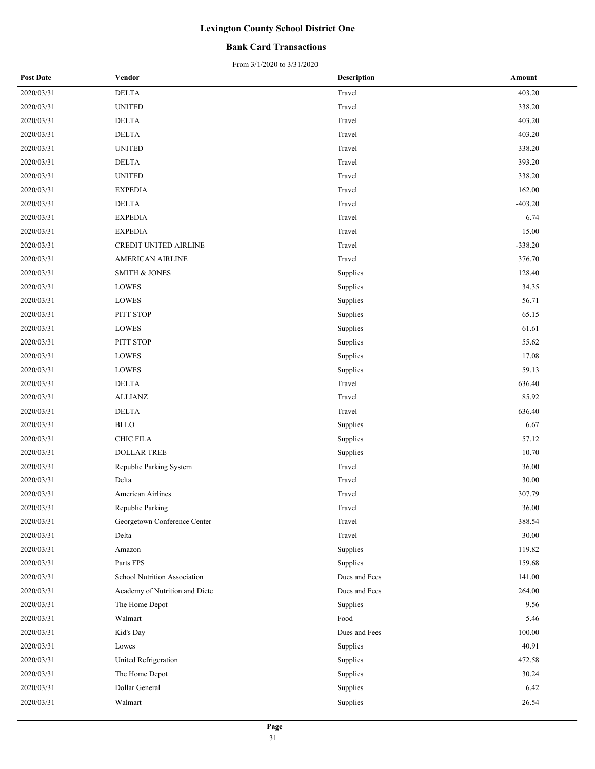# Lexington County School District One

## Bank Card Transactions

From 3/1/2020 to 3/31/2020

| Post Date | Vendor | Description | Amount |
|---|---|---|---|
| 2020/03/31 | DELTA | Travel | 403.20 |
| 2020/03/31 | UNITED | Travel | 338.20 |
| 2020/03/31 | DELTA | Travel | 403.20 |
| 2020/03/31 | DELTA | Travel | 403.20 |
| 2020/03/31 | UNITED | Travel | 338.20 |
| 2020/03/31 | DELTA | Travel | 393.20 |
| 2020/03/31 | UNITED | Travel | 338.20 |
| 2020/03/31 | EXPEDIA | Travel | 162.00 |
| 2020/03/31 | DELTA | Travel | -403.20 |
| 2020/03/31 | EXPEDIA | Travel | 6.74 |
| 2020/03/31 | EXPEDIA | Travel | 15.00 |
| 2020/03/31 | CREDIT UNITED AIRLINE | Travel | -338.20 |
| 2020/03/31 | AMERICAN AIRLINE | Travel | 376.70 |
| 2020/03/31 | SMITH & JONES | Supplies | 128.40 |
| 2020/03/31 | LOWES | Supplies | 34.35 |
| 2020/03/31 | LOWES | Supplies | 56.71 |
| 2020/03/31 | PITT STOP | Supplies | 65.15 |
| 2020/03/31 | LOWES | Supplies | 61.61 |
| 2020/03/31 | PITT STOP | Supplies | 55.62 |
| 2020/03/31 | LOWES | Supplies | 17.08 |
| 2020/03/31 | LOWES | Supplies | 59.13 |
| 2020/03/31 | DELTA | Travel | 636.40 |
| 2020/03/31 | ALLIANZ | Travel | 85.92 |
| 2020/03/31 | DELTA | Travel | 636.40 |
| 2020/03/31 | BI LO | Supplies | 6.67 |
| 2020/03/31 | CHIC FILA | Supplies | 57.12 |
| 2020/03/31 | DOLLAR TREE | Supplies | 10.70 |
| 2020/03/31 | Republic Parking System | Travel | 36.00 |
| 2020/03/31 | Delta | Travel | 30.00 |
| 2020/03/31 | American Airlines | Travel | 307.79 |
| 2020/03/31 | Republic Parking | Travel | 36.00 |
| 2020/03/31 | Georgetown Conference Center | Travel | 388.54 |
| 2020/03/31 | Delta | Travel | 30.00 |
| 2020/03/31 | Amazon | Supplies | 119.82 |
| 2020/03/31 | Parts FPS | Supplies | 159.68 |
| 2020/03/31 | School Nutrition Association | Dues and Fees | 141.00 |
| 2020/03/31 | Academy of Nutrition and Diete | Dues and Fees | 264.00 |
| 2020/03/31 | The Home Depot | Supplies | 9.56 |
| 2020/03/31 | Walmart | Food | 5.46 |
| 2020/03/31 | Kid's Day | Dues and Fees | 100.00 |
| 2020/03/31 | Lowes | Supplies | 40.91 |
| 2020/03/31 | United Refrigeration | Supplies | 472.58 |
| 2020/03/31 | The Home Depot | Supplies | 30.24 |
| 2020/03/31 | Dollar General | Supplies | 6.42 |
| 2020/03/31 | Walmart | Supplies | 26.54 |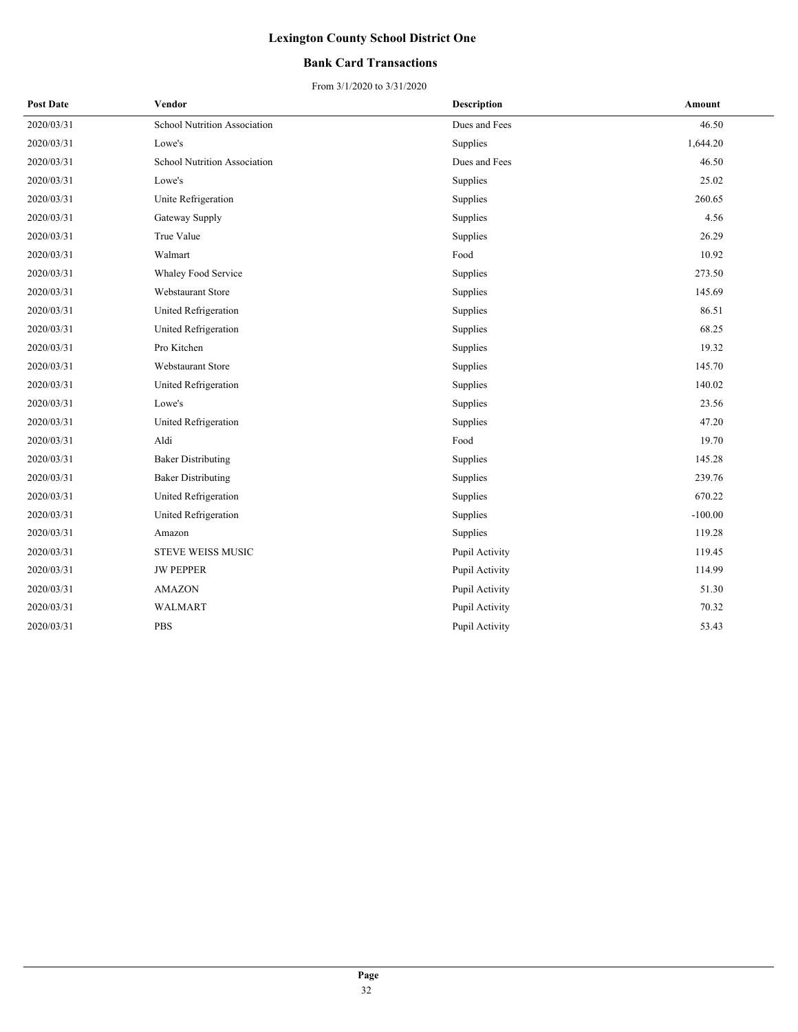# Lexington County School District One

## Bank Card Transactions

From 3/1/2020 to 3/31/2020

| Post Date | Vendor | Description | Amount |
|---|---|---|---|
| 2020/03/31 | School Nutrition Association | Dues and Fees | 46.50 |
| 2020/03/31 | Lowe's | Supplies | 1,644.20 |
| 2020/03/31 | School Nutrition Association | Dues and Fees | 46.50 |
| 2020/03/31 | Lowe's | Supplies | 25.02 |
| 2020/03/31 | Unite Refrigeration | Supplies | 260.65 |
| 2020/03/31 | Gateway Supply | Supplies | 4.56 |
| 2020/03/31 | True Value | Supplies | 26.29 |
| 2020/03/31 | Walmart | Food | 10.92 |
| 2020/03/31 | Whaley Food Service | Supplies | 273.50 |
| 2020/03/31 | Webstaurant Store | Supplies | 145.69 |
| 2020/03/31 | United Refrigeration | Supplies | 86.51 |
| 2020/03/31 | United Refrigeration | Supplies | 68.25 |
| 2020/03/31 | Pro Kitchen | Supplies | 19.32 |
| 2020/03/31 | Webstaurant Store | Supplies | 145.70 |
| 2020/03/31 | United Refrigeration | Supplies | 140.02 |
| 2020/03/31 | Lowe's | Supplies | 23.56 |
| 2020/03/31 | United Refrigeration | Supplies | 47.20 |
| 2020/03/31 | Aldi | Food | 19.70 |
| 2020/03/31 | Baker Distributing | Supplies | 145.28 |
| 2020/03/31 | Baker Distributing | Supplies | 239.76 |
| 2020/03/31 | United Refrigeration | Supplies | 670.22 |
| 2020/03/31 | United Refrigeration | Supplies | -100.00 |
| 2020/03/31 | Amazon | Supplies | 119.28 |
| 2020/03/31 | STEVE WEISS MUSIC | Pupil Activity | 119.45 |
| 2020/03/31 | JW PEPPER | Pupil Activity | 114.99 |
| 2020/03/31 | AMAZON | Pupil Activity | 51.30 |
| 2020/03/31 | WALMART | Pupil Activity | 70.32 |
| 2020/03/31 | PBS | Pupil Activity | 53.43 |